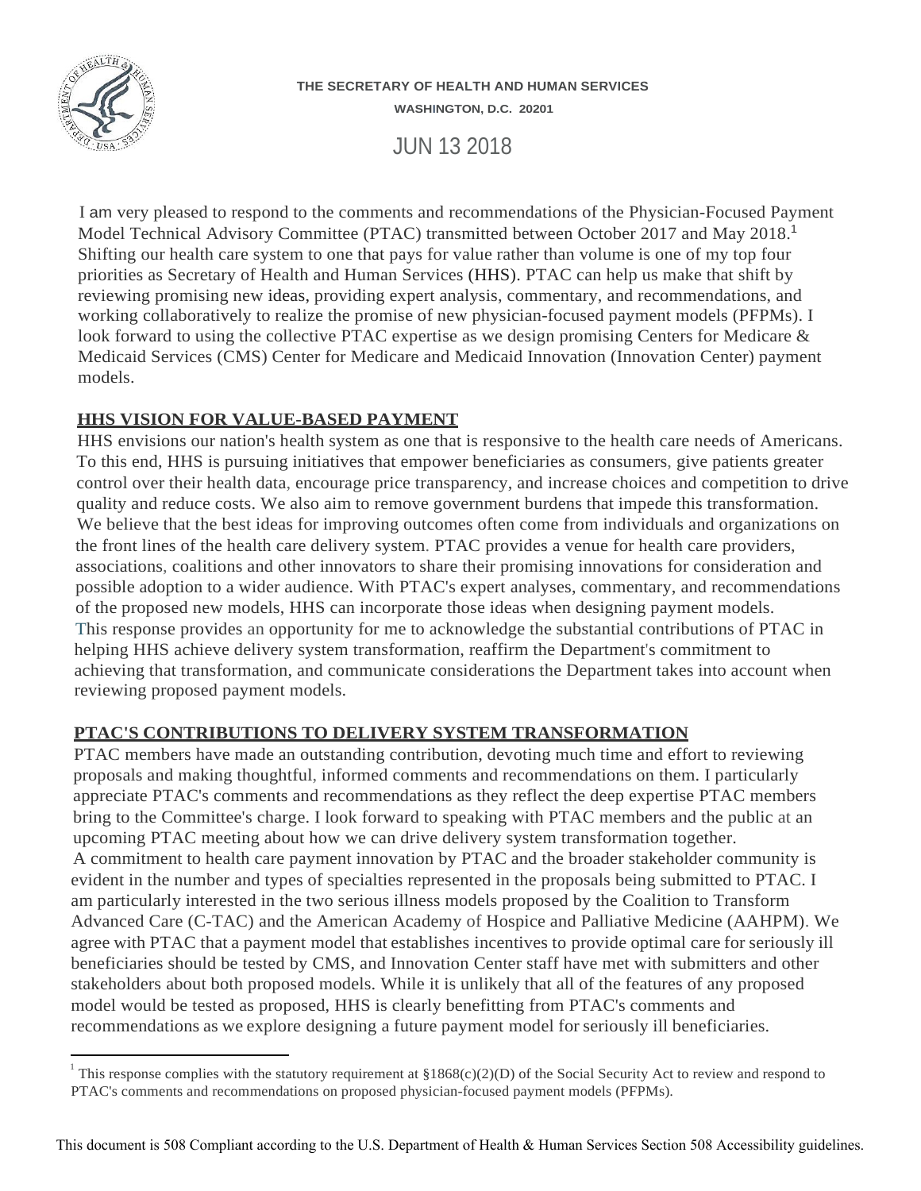THE SECRETARY OF HEALTH AND HUMAN SERVICES
WASHINGTON, D.C. 20201

JUN 13 2018

I am very pleased to respond to the comments and recommendations of the Physician-Focused Payment Model Technical Advisory Committee (PTAC) transmitted between October 2017 and May 2018.[1] Shifting our health care system to one that pays for value rather than volume is one of my top four priorities as Secretary of Health and Human Services (HHS). PTAC can help us make that shift by reviewing promising new ideas, providing expert analysis, commentary, and recommendations, and working collaboratively to realize the promise of new physician-focused payment models (PFPMs). I look forward to using the collective PTAC expertise as we design promising Centers for Medicare & Medicaid Services (CMS) Center for Medicare and Medicaid Innovation (Innovation Center) payment models.

## HHS VISION FOR VALUE-BASED PAYMENT

HHS envisions our nation's health system as one that is responsive to the health care needs of Americans. To this end, HHS is pursuing initiatives that empower beneficiaries as consumers, give patients greater control over their health data, encourage price transparency, and increase choices and competition to drive quality and reduce costs. We also aim to remove government burdens that impede this transformation. We believe that the best ideas for improving outcomes often come from individuals and organizations on the front lines of the health care delivery system. PTAC provides a venue for health care providers, associations, coalitions and other innovators to share their promising innovations for consideration and possible adoption to a wider audience. With PTAC's expert analyses, commentary, and recommendations of the proposed new models, HHS can incorporate those ideas when designing payment models. This response provides an opportunity for me to acknowledge the substantial contributions of PTAC in helping HHS achieve delivery system transformation, reaffirm the Department's commitment to achieving that transformation, and communicate considerations the Department takes into account when reviewing proposed payment models.

## PTAC'S CONTRIBUTIONS TO DELIVERY SYSTEM TRANSFORMATION

PTAC members have made an outstanding contribution, devoting much time and effort to reviewing proposals and making thoughtful, informed comments and recommendations on them. I particularly appreciate PTAC's comments and recommendations as they reflect the deep expertise PTAC members bring to the Committee's charge. I look forward to speaking with PTAC members and the public at an upcoming PTAC meeting about how we can drive delivery system transformation together.

A commitment to health care payment innovation by PTAC and the broader stakeholder community is evident in the number and types of specialties represented in the proposals being submitted to PTAC. I am particularly interested in the two serious illness models proposed by the Coalition to Transform Advanced Care (C-TAC) and the American Academy of Hospice and Palliative Medicine (AAHPM). We agree with PTAC that a payment model that establishes incentives to provide optimal care for seriously ill beneficiaries should be tested by CMS, and Innovation Center staff have met with submitters and other stakeholders about both proposed models. While it is unlikely that all of the features of any proposed model would be tested as proposed, HHS is clearly benefitting from PTAC's comments and recommendations as we explore designing a future payment model for seriously ill beneficiaries.

[1] This response complies with the statutory requirement at §1868(c)(2)(D) of the Social Security Act to review and respond to PTAC's comments and recommendations on proposed physician-focused payment models (PFPMs).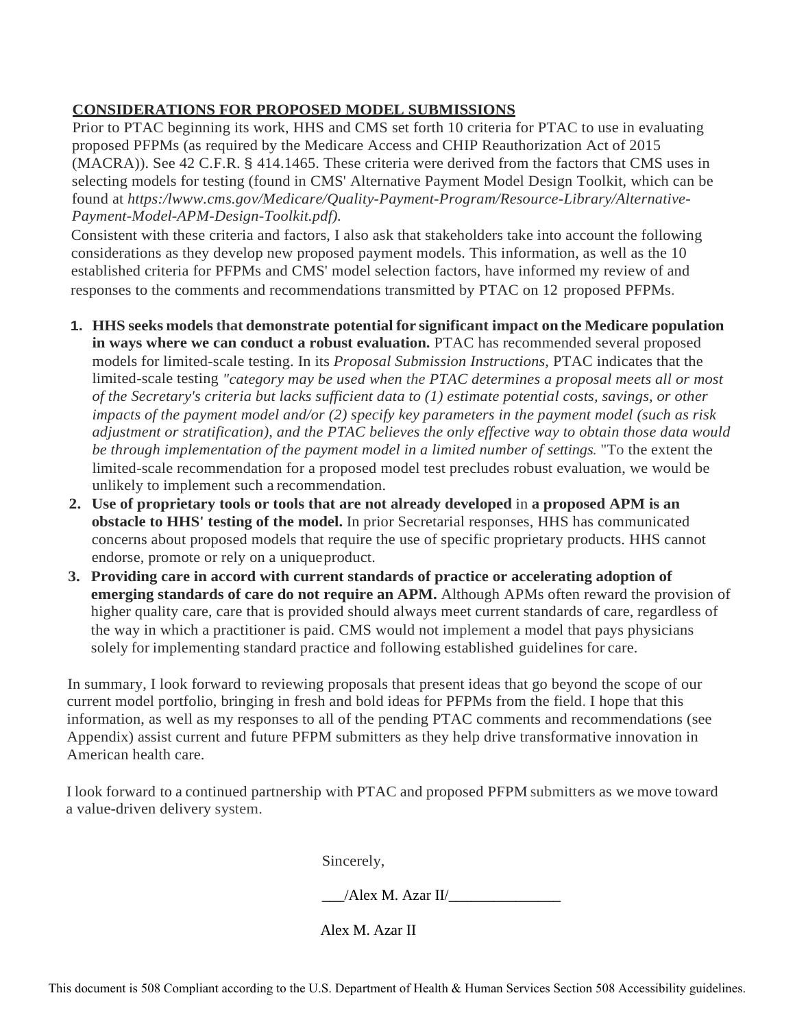## CONSIDERATIONS FOR PROPOSED MODEL SUBMISSIONS

Prior to PTAC beginning its work, HHS and CMS set forth 10 criteria for PTAC to use in evaluating proposed PFPMs (as required by the Medicare Access and CHIP Reauthorization Act of 2015 (MACRA)). See 42 C.F.R. § 414.1465. These criteria were derived from the factors that CMS uses in selecting models for testing (found in CMS' Alternative Payment Model Design Toolkit, which can be found at *https:/lwww.cms.gov/Medicare/Quality-Payment-Program/Resource-Library/Alternative-Payment-Model-APM-Design-Toolkit.pdf).*

Consistent with these criteria and factors, I also ask that stakeholders take into account the following considerations as they develop new proposed payment models. This information, as well as the 10 established criteria for PFPMs and CMS' model selection factors, have informed my review of and responses to the comments and recommendations transmitted by PTAC on 12 proposed PFPMs.

1. **HHS seeks models that demonstrate potential for significant impact on the Medicare population in ways where we can conduct a robust evaluation.** PTAC has recommended several proposed models for limited-scale testing. In its *Proposal Submission Instructions,* PTAC indicates that the limited-scale testing *"category may be used when the PTAC determines a proposal meets all or most of the Secretary's criteria but lacks sufficient data to (1) estimate potential costs, savings, or other impacts of the payment model and/or (2) specify key parameters in the payment model (such as risk adjustment or stratification), and the PTAC believes the only effective way to obtain those data would be through implementation of the payment model in a limited number of settings.* "To the extent the limited-scale recommendation for a proposed model test precludes robust evaluation, we would be unlikely to implement such a recommendation.
2. **Use of proprietary tools or tools that are not already developed** in **a proposed APM is an obstacle to HHS' testing of the model.** In prior Secretarial responses, HHS has communicated concerns about proposed models that require the use of specific proprietary products. HHS cannot endorse, promote or rely on a unique product.
3. **Providing care in accord with current standards of practice or accelerating adoption of emerging standards of care do not require an APM.** Although APMs often reward the provision of higher quality care, care that is provided should always meet current standards of care, regardless of the way in which a practitioner is paid. CMS would not implement a model that pays physicians solely for implementing standard practice and following established guidelines for care.

In summary, I look forward to reviewing proposals that present ideas that go beyond the scope of our current model portfolio, bringing in fresh and bold ideas for PFPMs from the field. I hope that this information, as well as my responses to all of the pending PTAC comments and recommendations (see Appendix) assist current and future PFPM submitters as they help drive transformative innovation in American health care.

I look forward to a continued partnership with PTAC and proposed PFPM submitters as we move toward a value-driven delivery system.

Sincerely,

___/Alex M. Azar II/_______________

Alex M. Azar II

This document is 508 Compliant according to the U.S. Department of Health & Human Services Section 508 Accessibility guidelines.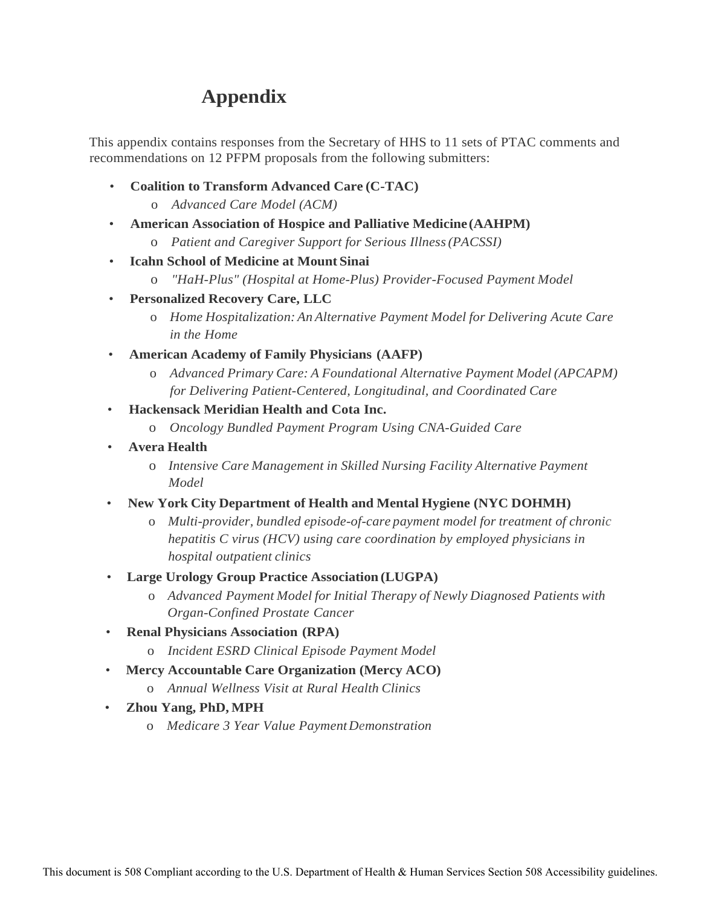# Appendix

This appendix contains responses from the Secretary of HHS to 11 sets of PTAC comments and recommendations on 12 PFPM proposals from the following submitters:

- **Coalition to Transform Advanced Care (C-TAC)**
  - *Advanced Care Model (ACM)*
- **American Association of Hospice and Palliative Medicine (AAHPM)**
  - *Patient and Caregiver Support for Serious Illness (PACSSI)*
- **Icahn School of Medicine at Mount Sinai**
  - *"HaH-Plus" (Hospital at Home-Plus) Provider-Focused Payment Model*
- **Personalized Recovery Care, LLC**
  - *Home Hospitalization: An Alternative Payment Model for Delivering Acute Care in the Home*
- **American Academy of Family Physicians (AAFP)**
  - *Advanced Primary Care: A Foundational Alternative Payment Model (APCAPM) for Delivering Patient-Centered, Longitudinal, and Coordinated Care*
- **Hackensack Meridian Health and Cota Inc.**
  - *Oncology Bundled Payment Program Using CNA-Guided Care*
- **Avera Health**
  - *Intensive Care Management in Skilled Nursing Facility Alternative Payment Model*
- **New York City Department of Health and Mental Hygiene (NYC DOHMH)**
  - *Multi-provider, bundled episode-of-care payment model for treatment of chronic hepatitis C virus (HCV) using care coordination by employed physicians in hospital outpatient clinics*
- **Large Urology Group Practice Association (LUGPA)**
  - *Advanced Payment Model for Initial Therapy of Newly Diagnosed Patients with Organ-Confined Prostate Cancer*
- **Renal Physicians Association (RPA)**
  - *Incident ESRD Clinical Episode Payment Model*
- **Mercy Accountable Care Organization (Mercy ACO)**
  - *Annual Wellness Visit at Rural Health Clinics*
- **Zhou Yang, PhD, MPH**
  - *Medicare 3 Year Value Payment Demonstration*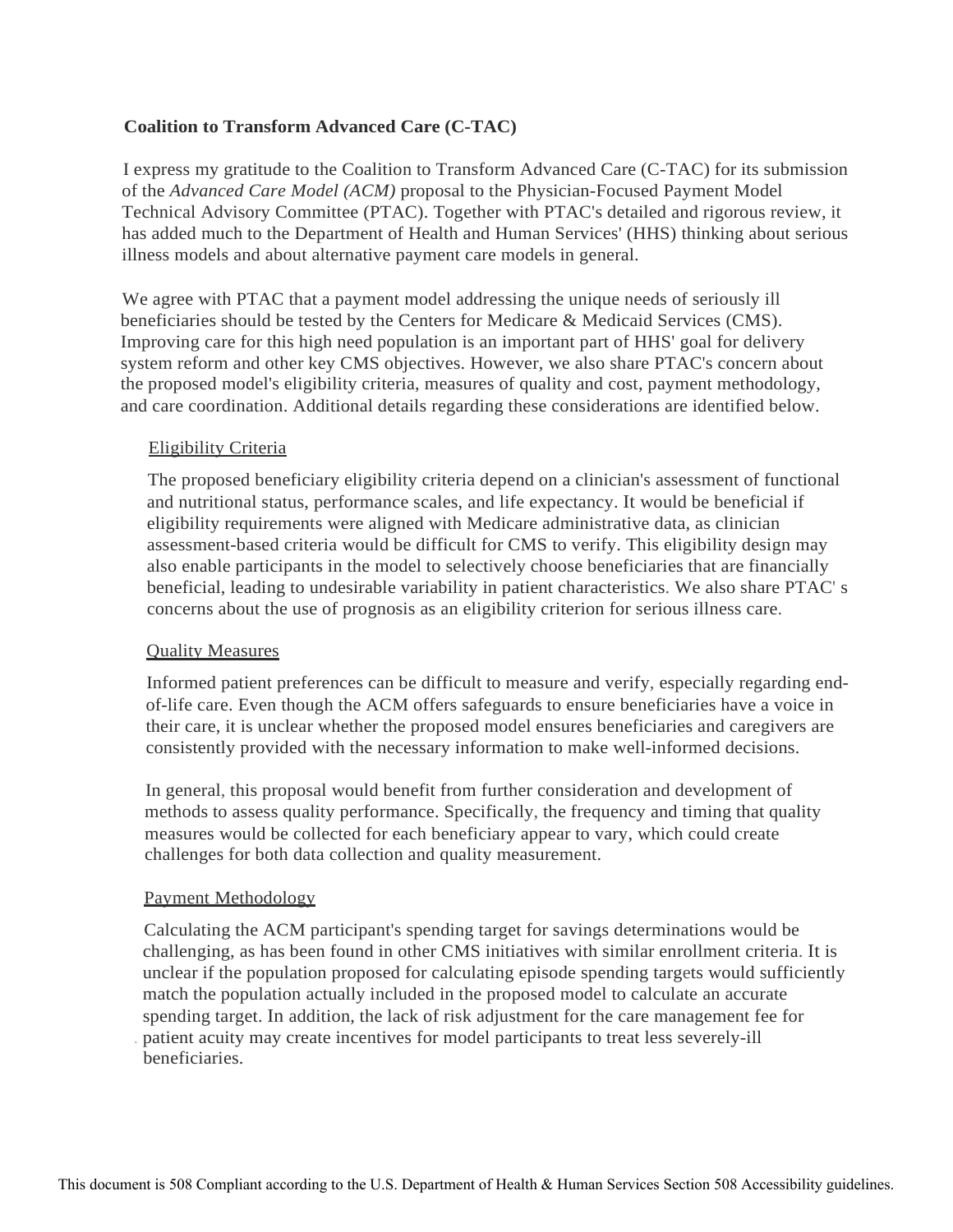**Coalition to Transform Advanced Care (C-TAC)**

I express my gratitude to the Coalition to Transform Advanced Care (C-TAC) for its submission of the *Advanced Care Model (ACM)* proposal to the Physician-Focused Payment Model Technical Advisory Committee (PTAC). Together with PTAC's detailed and rigorous review, it has added much to the Department of Health and Human Services' (HHS) thinking about serious illness models and about alternative payment care models in general.

We agree with PTAC that a payment model addressing the unique needs of seriously ill beneficiaries should be tested by the Centers for Medicare & Medicaid Services (CMS). Improving care for this high need population is an important part of HHS' goal for delivery system reform and other key CMS objectives. However, we also share PTAC's concern about the proposed model's eligibility criteria, measures of quality and cost, payment methodology, and care coordination. Additional details regarding these considerations are identified below.

Eligibility Criteria

The proposed beneficiary eligibility criteria depend on a clinician's assessment of functional and nutritional status, performance scales, and life expectancy. It would be beneficial if eligibility requirements were aligned with Medicare administrative data, as clinician assessment-based criteria would be difficult for CMS to verify. This eligibility design may also enable participants in the model to selectively choose beneficiaries that are financially beneficial, leading to undesirable variability in patient characteristics. We also share PTAC' s concerns about the use of prognosis as an eligibility criterion for serious illness care.

Quality Measures

Informed patient preferences can be difficult to measure and verify, especially regarding end-of-life care. Even though the ACM offers safeguards to ensure beneficiaries have a voice in their care, it is unclear whether the proposed model ensures beneficiaries and caregivers are consistently provided with the necessary information to make well-informed decisions.

In general, this proposal would benefit from further consideration and development of methods to assess quality performance. Specifically, the frequency and timing that quality measures would be collected for each beneficiary appear to vary, which could create challenges for both data collection and quality measurement.

Payment Methodology

Calculating the ACM participant's spending target for savings determinations would be challenging, as has been found in other CMS initiatives with similar enrollment criteria. It is unclear if the population proposed for calculating episode spending targets would sufficiently match the population actually included in the proposed model to calculate an accurate spending target. In addition, the lack of risk adjustment for the care management fee for patient acuity may create incentives for model participants to treat less severely-ill beneficiaries.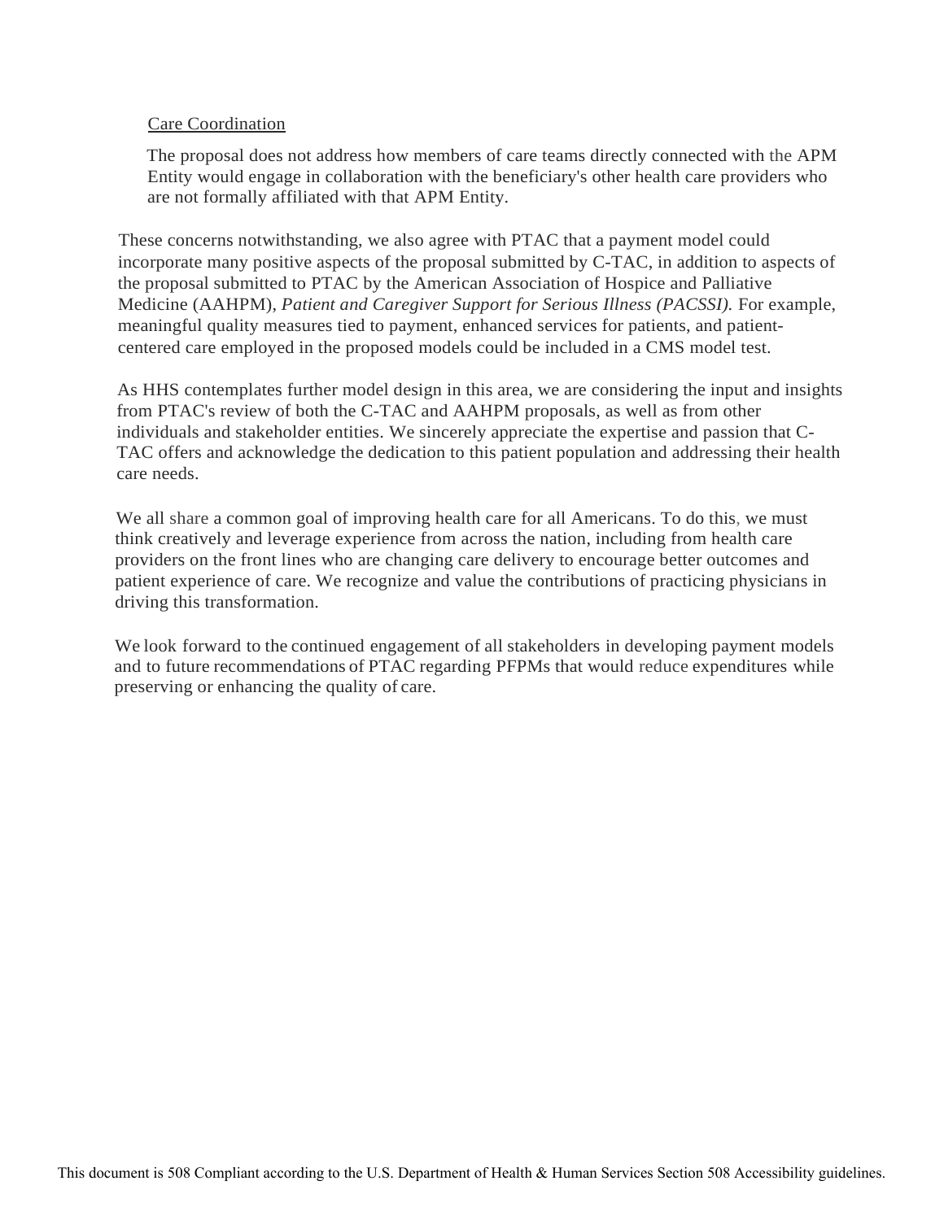Care Coordination

The proposal does not address how members of care teams directly connected with the APM Entity would engage in collaboration with the beneficiary's other health care providers who are not formally affiliated with that APM Entity.

These concerns notwithstanding, we also agree with PTAC that a payment model could incorporate many positive aspects of the proposal submitted by C-TAC, in addition to aspects of the proposal submitted to PTAC by the American Association of Hospice and Palliative Medicine (AAHPM), *Patient and Caregiver Support for Serious Illness (PACSSI).* For example, meaningful quality measures tied to payment, enhanced services for patients, and patient-centered care employed in the proposed models could be included in a CMS model test.

As HHS contemplates further model design in this area, we are considering the input and insights from PTAC's review of both the C-TAC and AAHPM proposals, as well as from other individuals and stakeholder entities. We sincerely appreciate the expertise and passion that C-TAC offers and acknowledge the dedication to this patient population and addressing their health care needs.

We all share a common goal of improving health care for all Americans. To do this, we must think creatively and leverage experience from across the nation, including from health care providers on the front lines who are changing care delivery to encourage better outcomes and patient experience of care. We recognize and value the contributions of practicing physicians in driving this transformation.

We look forward to the continued engagement of all stakeholders in developing payment models and to future recommendations of PTAC regarding PFPMs that would reduce expenditures while preserving or enhancing the quality of care.

This document is 508 Compliant according to the U.S. Department of Health & Human Services Section 508 Accessibility guidelines.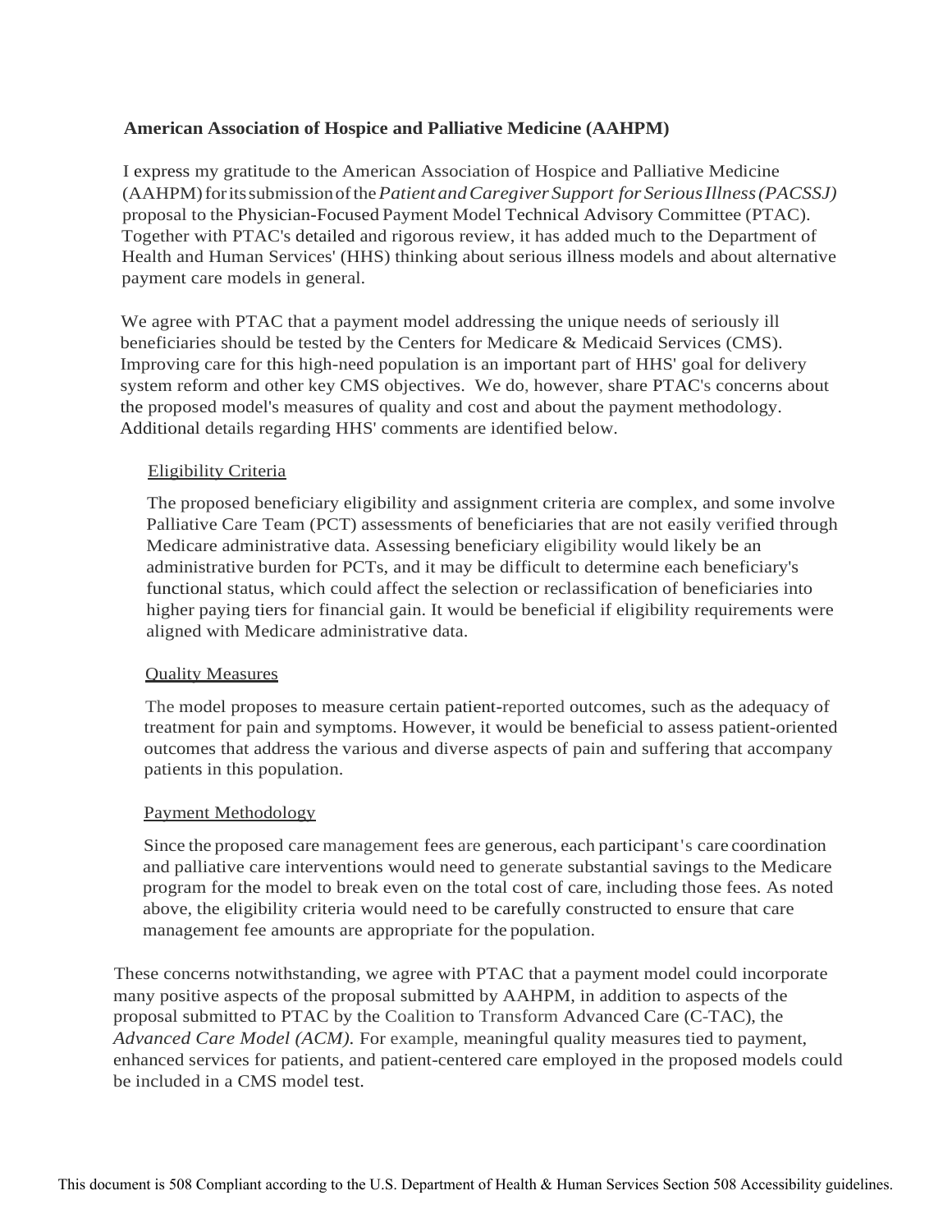**American Association of Hospice and Palliative Medicine (AAHPM)**

I express my gratitude to the American Association of Hospice and Palliative Medicine (AAHPM) for its submission of the *Patient and Caregiver Support for Serious Illness (PACSSJ)* proposal to the Physician-Focused Payment Model Technical Advisory Committee (PTAC). Together with PTAC's detailed and rigorous review, it has added much to the Department of Health and Human Services' (HHS) thinking about serious illness models and about alternative payment care models in general.

We agree with PTAC that a payment model addressing the unique needs of seriously ill beneficiaries should be tested by the Centers for Medicare & Medicaid Services (CMS). Improving care for this high-need population is an important part of HHS' goal for delivery system reform and other key CMS objectives. We do, however, share PTAC's concerns about the proposed model's measures of quality and cost and about the payment methodology. Additional details regarding HHS' comments are identified below.

Eligibility Criteria

The proposed beneficiary eligibility and assignment criteria are complex, and some involve Palliative Care Team (PCT) assessments of beneficiaries that are not easily verified through Medicare administrative data. Assessing beneficiary eligibility would likely be an administrative burden for PCTs, and it may be difficult to determine each beneficiary's functional status, which could affect the selection or reclassification of beneficiaries into higher paying tiers for financial gain. It would be beneficial if eligibility requirements were aligned with Medicare administrative data.

Quality Measures

The model proposes to measure certain patient-reported outcomes, such as the adequacy of treatment for pain and symptoms. However, it would be beneficial to assess patient-oriented outcomes that address the various and diverse aspects of pain and suffering that accompany patients in this population.

Payment Methodology

Since the proposed care management fees are generous, each participant's care coordination and palliative care interventions would need to generate substantial savings to the Medicare program for the model to break even on the total cost of care, including those fees. As noted above, the eligibility criteria would need to be carefully constructed to ensure that care management fee amounts are appropriate for the population.

These concerns notwithstanding, we agree with PTAC that a payment model could incorporate many positive aspects of the proposal submitted by AAHPM, in addition to aspects of the proposal submitted to PTAC by the Coalition to Transform Advanced Care (C-TAC), the *Advanced Care Model (ACM)*. For example, meaningful quality measures tied to payment, enhanced services for patients, and patient-centered care employed in the proposed models could be included in a CMS model test.

This document is 508 Compliant according to the U.S. Department of Health & Human Services Section 508 Accessibility guidelines.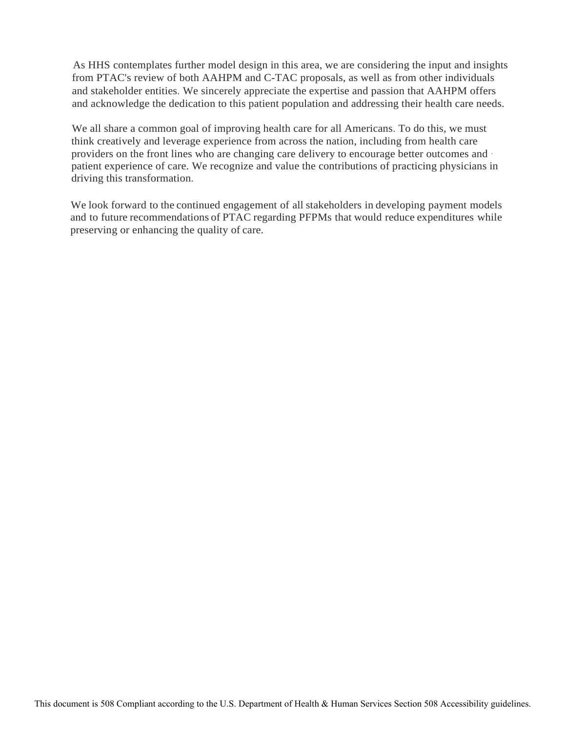As HHS contemplates further model design in this area, we are considering the input and insights from PTAC's review of both AAHPM and C-TAC proposals, as well as from other individuals and stakeholder entities. We sincerely appreciate the expertise and passion that AAHPM offers and acknowledge the dedication to this patient population and addressing their health care needs.

We all share a common goal of improving health care for all Americans. To do this, we must think creatively and leverage experience from across the nation, including from health care providers on the front lines who are changing care delivery to encourage better outcomes and patient experience of care. We recognize and value the contributions of practicing physicians in driving this transformation.

We look forward to the continued engagement of all stakeholders in developing payment models and to future recommendations of PTAC regarding PFPMs that would reduce expenditures while preserving or enhancing the quality of care.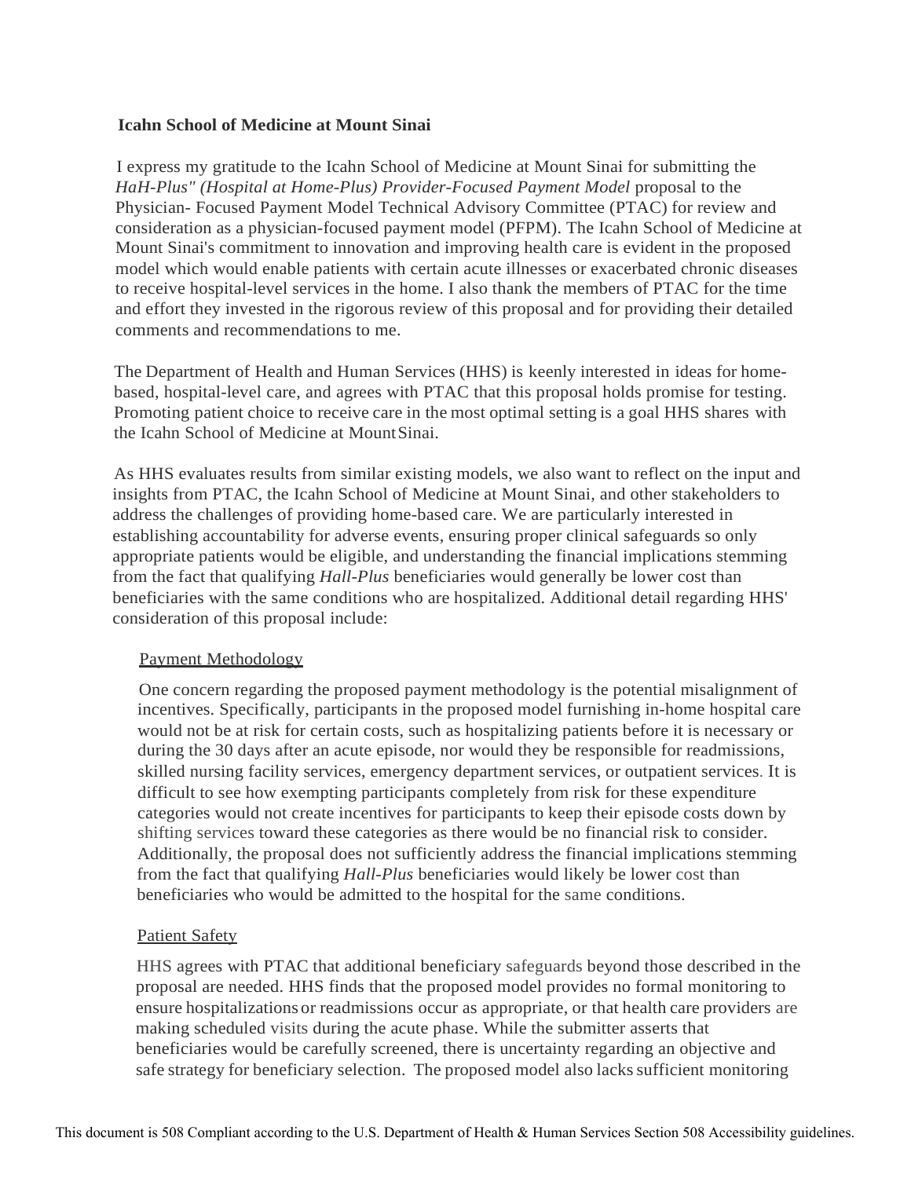**Icahn School of Medicine at Mount Sinai**

I express my gratitude to the Icahn School of Medicine at Mount Sinai for submitting the *HaH-Plus" (Hospital at Home-Plus) Provider-Focused Payment Model* proposal to the Physician- Focused Payment Model Technical Advisory Committee (PTAC) for review and consideration as a physician-focused payment model (PFPM). The Icahn School of Medicine at Mount Sinai's commitment to innovation and improving health care is evident in the proposed model which would enable patients with certain acute illnesses or exacerbated chronic diseases to receive hospital-level services in the home. I also thank the members of PTAC for the time and effort they invested in the rigorous review of this proposal and for providing their detailed comments and recommendations to me.

The Department of Health and Human Services (HHS) is keenly interested in ideas for home-based, hospital-level care, and agrees with PTAC that this proposal holds promise for testing. Promoting patient choice to receive care in the most optimal setting is a goal HHS shares with the Icahn School of Medicine at Mount Sinai.

As HHS evaluates results from similar existing models, we also want to reflect on the input and insights from PTAC, the Icahn School of Medicine at Mount Sinai, and other stakeholders to address the challenges of providing home-based care. We are particularly interested in establishing accountability for adverse events, ensuring proper clinical safeguards so only appropriate patients would be eligible, and understanding the financial implications stemming from the fact that qualifying *Hall-Plus* beneficiaries would generally be lower cost than beneficiaries with the same conditions who are hospitalized. Additional detail regarding HHS' consideration of this proposal include:

Payment Methodology

One concern regarding the proposed payment methodology is the potential misalignment of incentives. Specifically, participants in the proposed model furnishing in-home hospital care would not be at risk for certain costs, such as hospitalizing patients before it is necessary or during the 30 days after an acute episode, nor would they be responsible for readmissions, skilled nursing facility services, emergency department services, or outpatient services. It is difficult to see how exempting participants completely from risk for these expenditure categories would not create incentives for participants to keep their episode costs down by shifting services toward these categories as there would be no financial risk to consider. Additionally, the proposal does not sufficiently address the financial implications stemming from the fact that qualifying *Hall-Plus* beneficiaries would likely be lower cost than beneficiaries who would be admitted to the hospital for the same conditions.

Patient Safety

HHS agrees with PTAC that additional beneficiary safeguards beyond those described in the proposal are needed. HHS finds that the proposed model provides no formal monitoring to ensure hospitalizations or readmissions occur as appropriate, or that health care providers are making scheduled visits during the acute phase. While the submitter asserts that beneficiaries would be carefully screened, there is uncertainty regarding an objective and safe strategy for beneficiary selection. The proposed model also lacks sufficient monitoring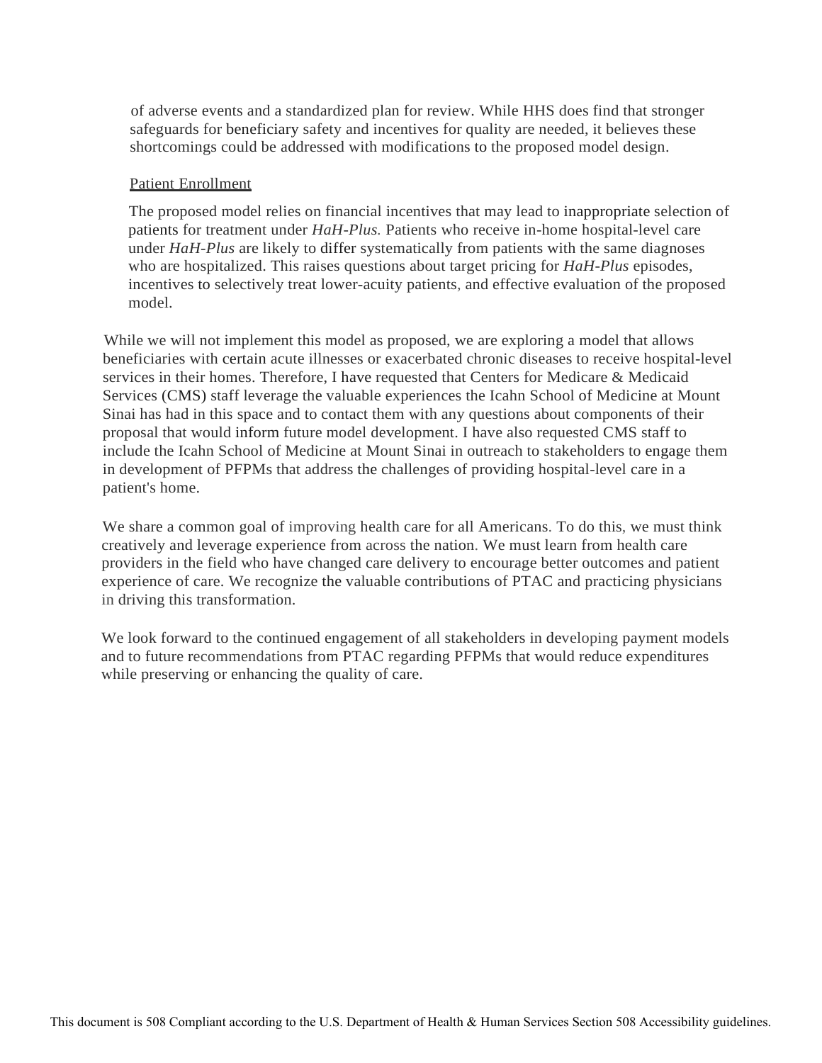of adverse events and a standardized plan for review. While HHS does find that stronger safeguards for beneficiary safety and incentives for quality are needed, it believes these shortcomings could be addressed with modifications to the proposed model design.

Patient Enrollment

The proposed model relies on financial incentives that may lead to inappropriate selection of patients for treatment under *HaH-Plus.* Patients who receive in-home hospital-level care under *HaH-Plus* are likely to differ systematically from patients with the same diagnoses who are hospitalized. This raises questions about target pricing for *HaH-Plus* episodes, incentives to selectively treat lower-acuity patients, and effective evaluation of the proposed model.

While we will not implement this model as proposed, we are exploring a model that allows beneficiaries with certain acute illnesses or exacerbated chronic diseases to receive hospital-level services in their homes. Therefore, I have requested that Centers for Medicare & Medicaid Services (CMS) staff leverage the valuable experiences the Icahn School of Medicine at Mount Sinai has had in this space and to contact them with any questions about components of their proposal that would inform future model development. I have also requested CMS staff to include the Icahn School of Medicine at Mount Sinai in outreach to stakeholders to engage them in development of PFPMs that address the challenges of providing hospital-level care in a patient's home.

We share a common goal of improving health care for all Americans. To do this, we must think creatively and leverage experience from across the nation. We must learn from health care providers in the field who have changed care delivery to encourage better outcomes and patient experience of care. We recognize the valuable contributions of PTAC and practicing physicians in driving this transformation.

We look forward to the continued engagement of all stakeholders in developing payment models and to future recommendations from PTAC regarding PFPMs that would reduce expenditures while preserving or enhancing the quality of care.

This document is 508 Compliant according to the U.S. Department of Health & Human Services Section 508 Accessibility guidelines.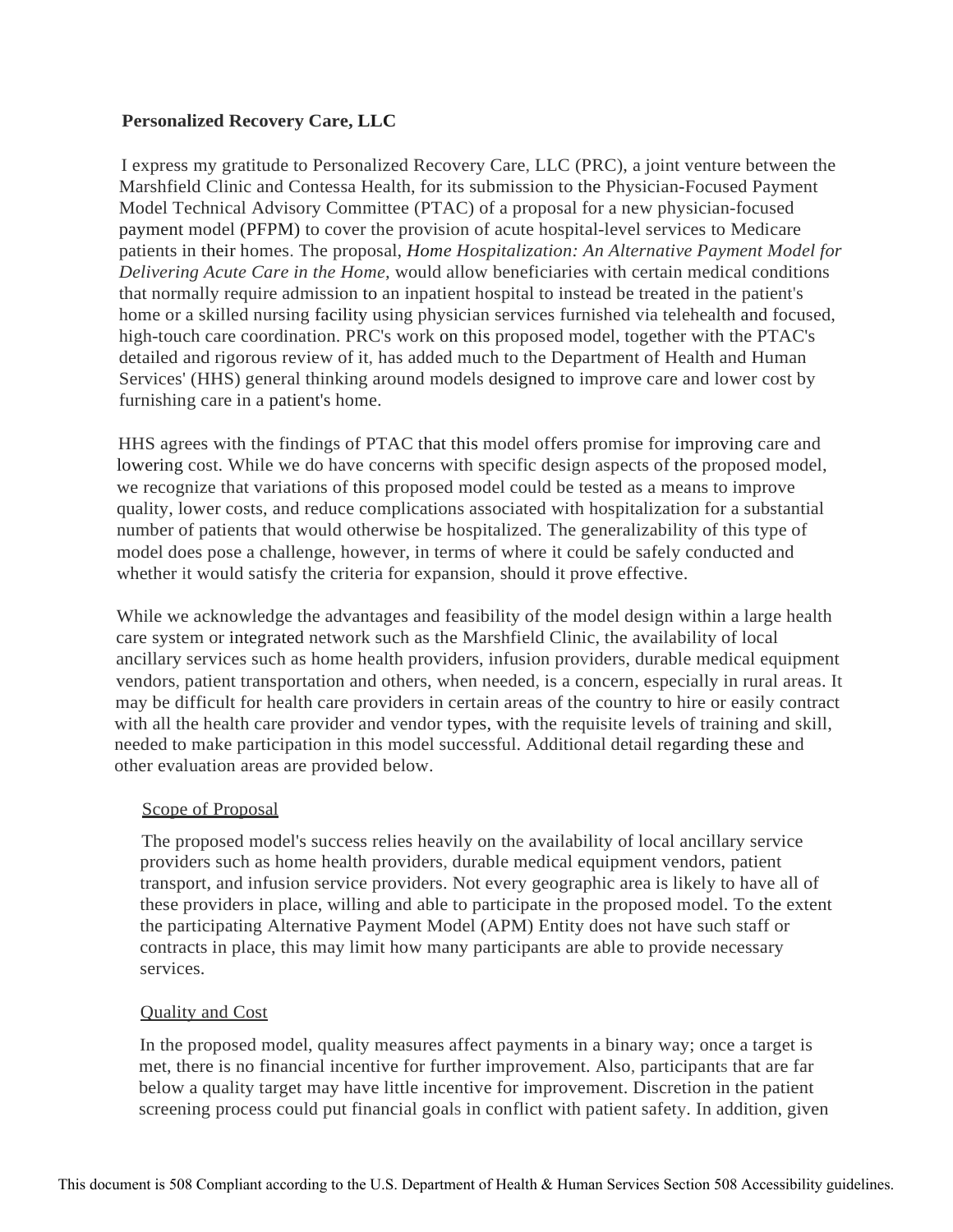**Personalized Recovery Care, LLC**

I express my gratitude to Personalized Recovery Care, LLC (PRC), a joint venture between the Marshfield Clinic and Contessa Health, for its submission to the Physician-Focused Payment Model Technical Advisory Committee (PTAC) of a proposal for a new physician-focused payment model (PFPM) to cover the provision of acute hospital-level services to Medicare patients in their homes. The proposal, *Home Hospitalization: An Alternative Payment Model for Delivering Acute Care in the Home*, would allow beneficiaries with certain medical conditions that normally require admission to an inpatient hospital to instead be treated in the patient's home or a skilled nursing facility using physician services furnished via telehealth and focused, high-touch care coordination. PRC's work on this proposed model, together with the PTAC's detailed and rigorous review of it, has added much to the Department of Health and Human Services' (HHS) general thinking around models designed to improve care and lower cost by furnishing care in a patient's home.

HHS agrees with the findings of PTAC that this model offers promise for improving care and lowering cost. While we do have concerns with specific design aspects of the proposed model, we recognize that variations of this proposed model could be tested as a means to improve quality, lower costs, and reduce complications associated with hospitalization for a substantial number of patients that would otherwise be hospitalized. The generalizability of this type of model does pose a challenge, however, in terms of where it could be safely conducted and whether it would satisfy the criteria for expansion, should it prove effective.

While we acknowledge the advantages and feasibility of the model design within a large health care system or integrated network such as the Marshfield Clinic, the availability of local ancillary services such as home health providers, infusion providers, durable medical equipment vendors, patient transportation and others, when needed, is a concern, especially in rural areas. It may be difficult for health care providers in certain areas of the country to hire or easily contract with all the health care provider and vendor types, with the requisite levels of training and skill, needed to make participation in this model successful. Additional detail regarding these and other evaluation areas are provided below.

<u>Scope of Proposal</u>

The proposed model's success relies heavily on the availability of local ancillary service providers such as home health providers, durable medical equipment vendors, patient transport, and infusion service providers. Not every geographic area is likely to have all of these providers in place, willing and able to participate in the proposed model. To the extent the participating Alternative Payment Model (APM) Entity does not have such staff or contracts in place, this may limit how many participants are able to provide necessary services.

<u>Quality and Cost</u>

In the proposed model, quality measures affect payments in a binary way; once a target is met, there is no financial incentive for further improvement. Also, participants that are far below a quality target may have little incentive for improvement. Discretion in the patient screening process could put financial goals in conflict with patient safety. In addition, given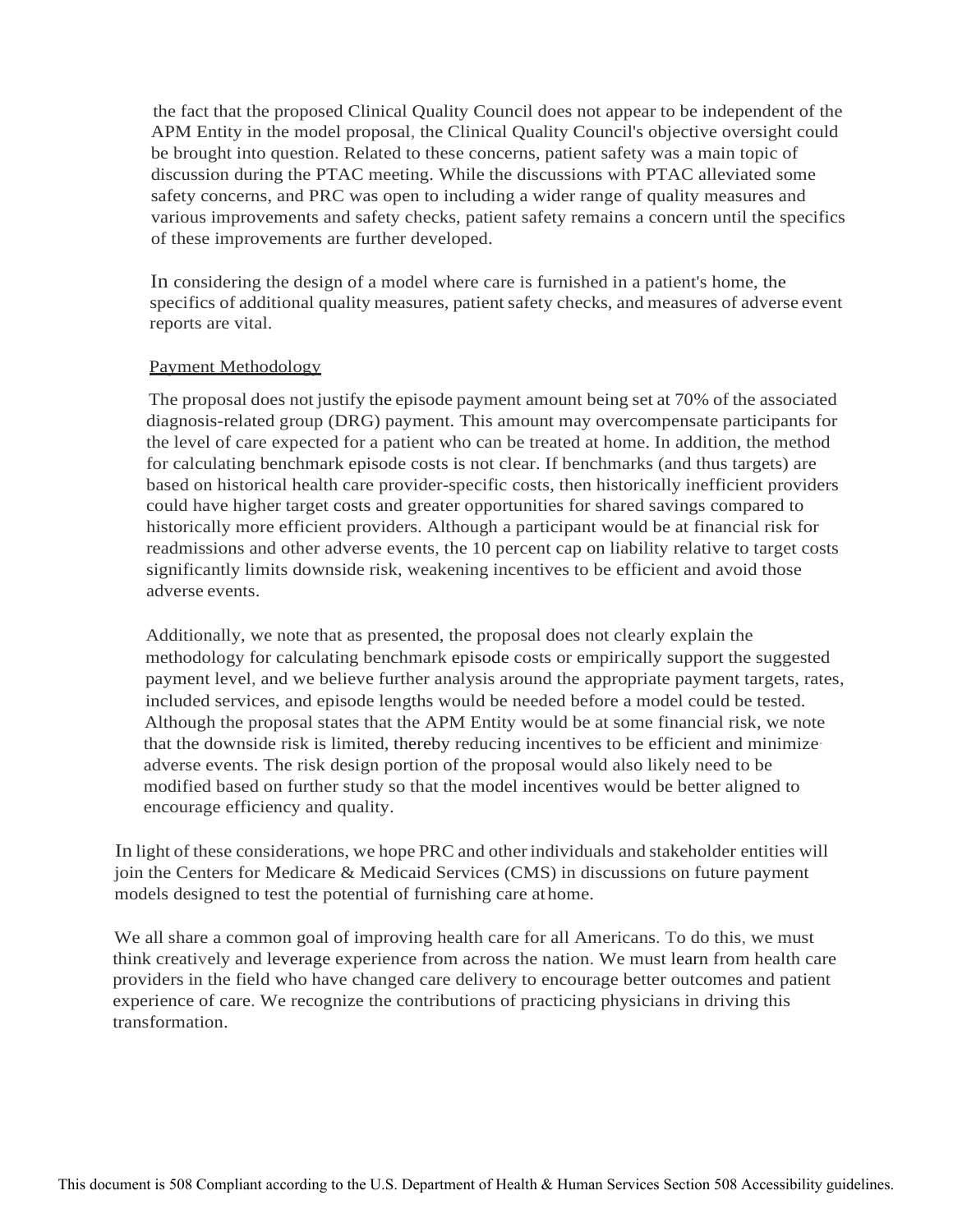the fact that the proposed Clinical Quality Council does not appear to be independent of the APM Entity in the model proposal, the Clinical Quality Council's objective oversight could be brought into question. Related to these concerns, patient safety was a main topic of discussion during the PTAC meeting. While the discussions with PTAC alleviated some safety concerns, and PRC was open to including a wider range of quality measures and various improvements and safety checks, patient safety remains a concern until the specifics of these improvements are further developed.

In considering the design of a model where care is furnished in a patient's home, the specifics of additional quality measures, patient safety checks, and measures of adverse event reports are vital.

Payment Methodology

The proposal does not justify the episode payment amount being set at 70% of the associated diagnosis-related group (DRG) payment. This amount may overcompensate participants for the level of care expected for a patient who can be treated at home. In addition, the method for calculating benchmark episode costs is not clear. If benchmarks (and thus targets) are based on historical health care provider-specific costs, then historically inefficient providers could have higher target costs and greater opportunities for shared savings compared to historically more efficient providers. Although a participant would be at financial risk for readmissions and other adverse events, the 10 percent cap on liability relative to target costs significantly limits downside risk, weakening incentives to be efficient and avoid those adverse events.

Additionally, we note that as presented, the proposal does not clearly explain the methodology for calculating benchmark episode costs or empirically support the suggested payment level, and we believe further analysis around the appropriate payment targets, rates, included services, and episode lengths would be needed before a model could be tested. Although the proposal states that the APM Entity would be at some financial risk, we note that the downside risk is limited, thereby reducing incentives to be efficient and minimize adverse events. The risk design portion of the proposal would also likely need to be modified based on further study so that the model incentives would be better aligned to encourage efficiency and quality.

In light of these considerations, we hope PRC and other individuals and stakeholder entities will join the Centers for Medicare & Medicaid Services (CMS) in discussions on future payment models designed to test the potential of furnishing care at home.

We all share a common goal of improving health care for all Americans. To do this, we must think creatively and leverage experience from across the nation. We must learn from health care providers in the field who have changed care delivery to encourage better outcomes and patient experience of care. We recognize the contributions of practicing physicians in driving this transformation.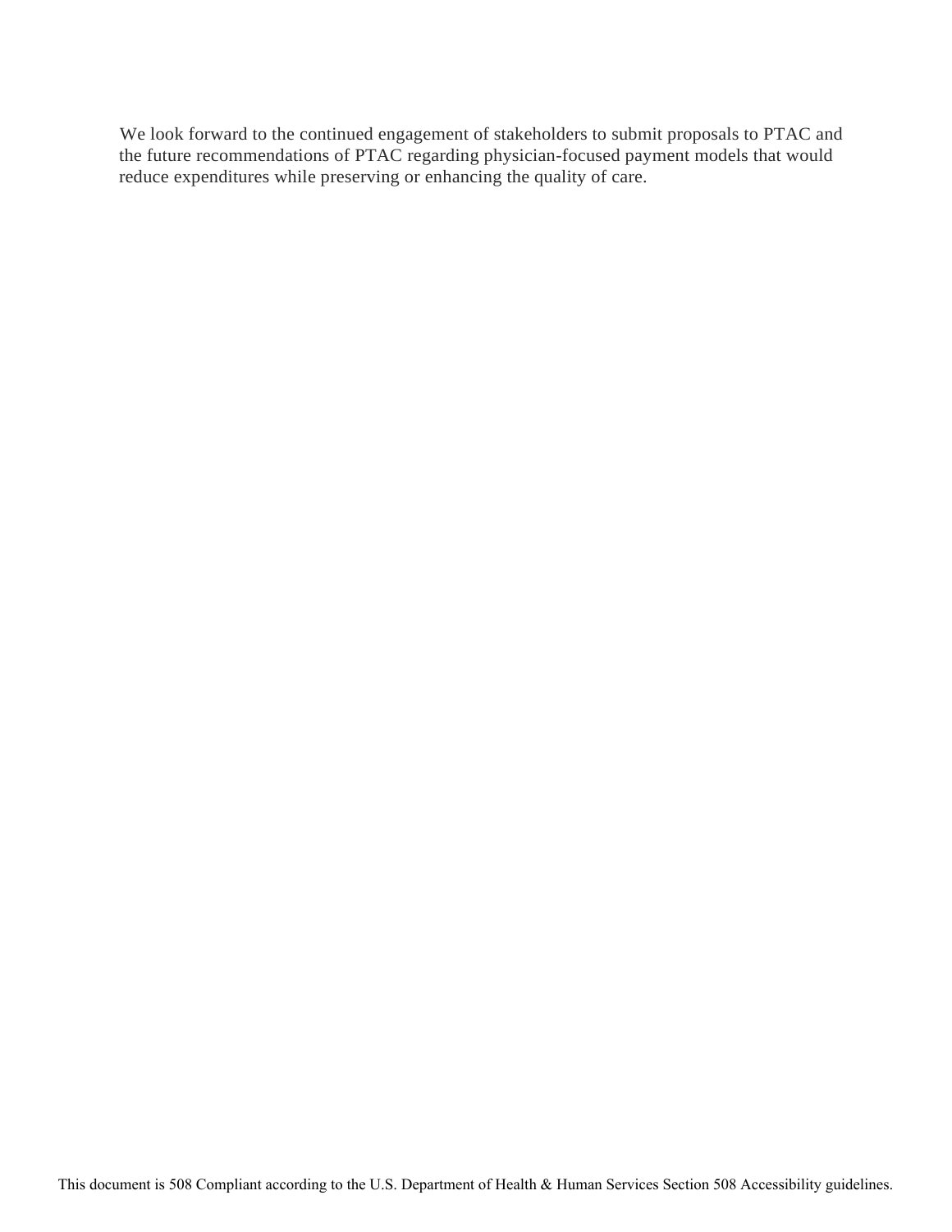We look forward to the continued engagement of stakeholders to submit proposals to PTAC and the future recommendations of PTAC regarding physician-focused payment models that would reduce expenditures while preserving or enhancing the quality of care.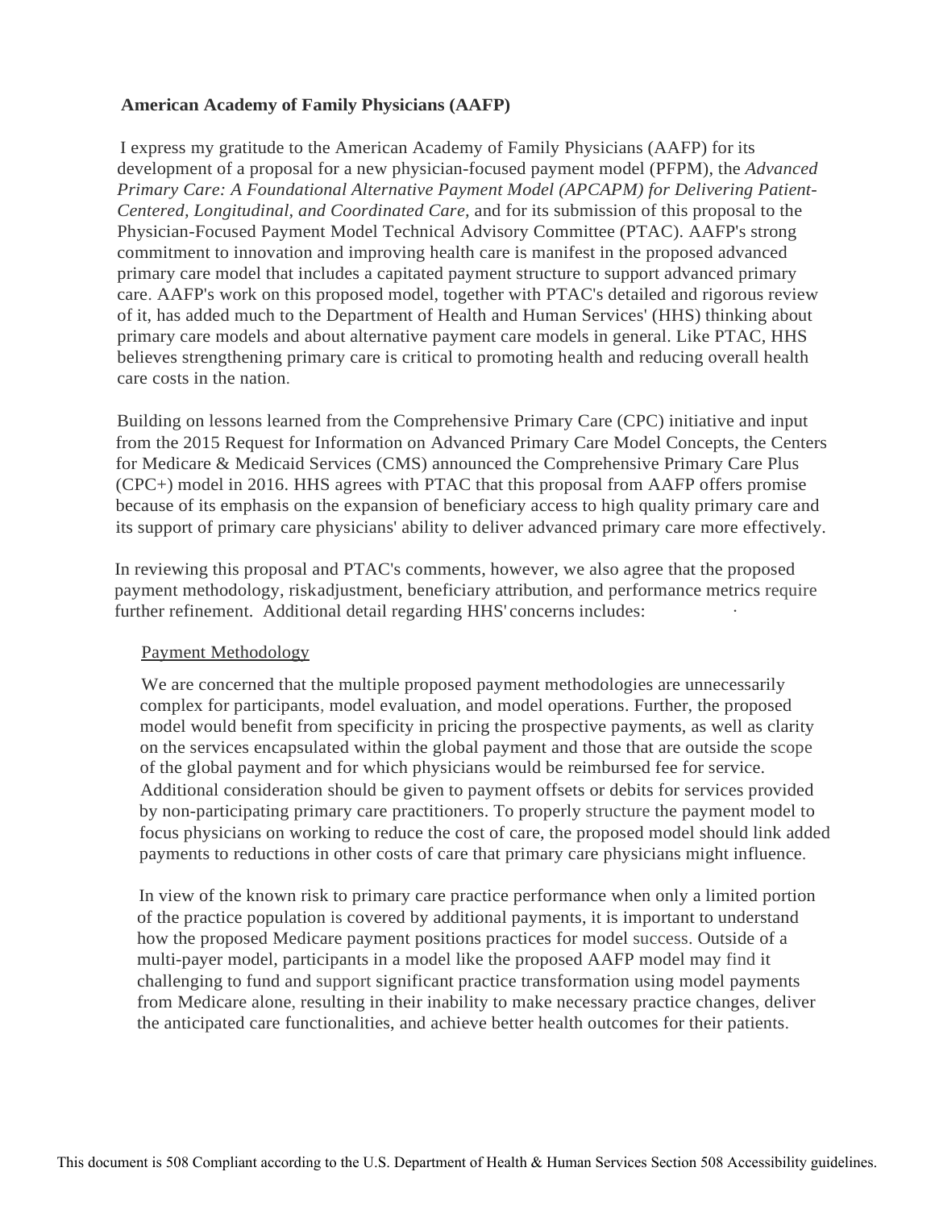**American Academy of Family Physicians (AAFP)**

I express my gratitude to the American Academy of Family Physicians (AAFP) for its development of a proposal for a new physician-focused payment model (PFPM), the *Advanced Primary Care: A Foundational Alternative Payment Model (APCAPM) for Delivering Patient-Centered, Longitudinal, and Coordinated Care,* and for its submission of this proposal to the Physician-Focused Payment Model Technical Advisory Committee (PTAC). AAFP's strong commitment to innovation and improving health care is manifest in the proposed advanced primary care model that includes a capitated payment structure to support advanced primary care. AAFP's work on this proposed model, together with PTAC's detailed and rigorous review of it, has added much to the Department of Health and Human Services' (HHS) thinking about primary care models and about alternative payment care models in general. Like PTAC, HHS believes strengthening primary care is critical to promoting health and reducing overall health care costs in the nation.

Building on lessons learned from the Comprehensive Primary Care (CPC) initiative and input from the 2015 Request for Information on Advanced Primary Care Model Concepts, the Centers for Medicare & Medicaid Services (CMS) announced the Comprehensive Primary Care Plus (CPC+) model in 2016. HHS agrees with PTAC that this proposal from AAFP offers promise because of its emphasis on the expansion of beneficiary access to high quality primary care and its support of primary care physicians' ability to deliver advanced primary care more effectively.

In reviewing this proposal and PTAC's comments, however, we also agree that the proposed payment methodology, riskadjustment, beneficiary attribution, and performance metrics require further refinement. Additional detail regarding HHS' concerns includes:

Payment Methodology

We are concerned that the multiple proposed payment methodologies are unnecessarily complex for participants, model evaluation, and model operations. Further, the proposed model would benefit from specificity in pricing the prospective payments, as well as clarity on the services encapsulated within the global payment and those that are outside the scope of the global payment and for which physicians would be reimbursed fee for service. Additional consideration should be given to payment offsets or debits for services provided by non-participating primary care practitioners. To properly structure the payment model to focus physicians on working to reduce the cost of care, the proposed model should link added payments to reductions in other costs of care that primary care physicians might influence.

In view of the known risk to primary care practice performance when only a limited portion of the practice population is covered by additional payments, it is important to understand how the proposed Medicare payment positions practices for model success. Outside of a multi-payer model, participants in a model like the proposed AAFP model may find it challenging to fund and support significant practice transformation using model payments from Medicare alone, resulting in their inability to make necessary practice changes, deliver the anticipated care functionalities, and achieve better health outcomes for their patients.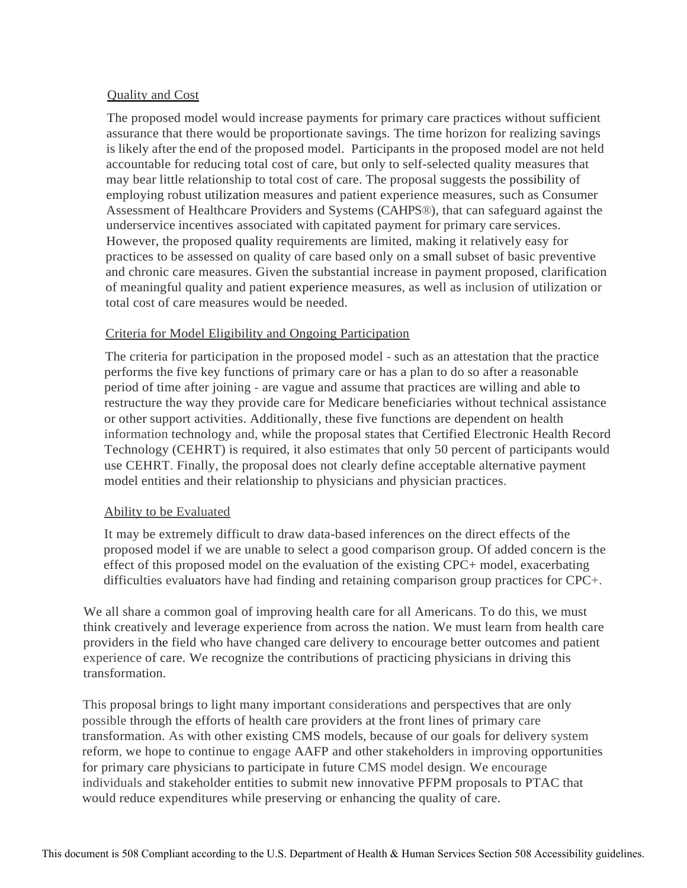Quality and Cost

The proposed model would increase payments for primary care practices without sufficient assurance that there would be proportionate savings. The time horizon for realizing savings is likely after the end of the proposed model. Participants in the proposed model are not held accountable for reducing total cost of care, but only to self-selected quality measures that may bear little relationship to total cost of care. The proposal suggests the possibility of employing robust utilization measures and patient experience measures, such as Consumer Assessment of Healthcare Providers and Systems (CAHPS®), that can safeguard against the underservice incentives associated with capitated payment for primary care services. However, the proposed quality requirements are limited, making it relatively easy for practices to be assessed on quality of care based only on a small subset of basic preventive and chronic care measures. Given the substantial increase in payment proposed, clarification of meaningful quality and patient experience measures, as well as inclusion of utilization or total cost of care measures would be needed.

Criteria for Model Eligibility and Ongoing Participation

The criteria for participation in the proposed model - such as an attestation that the practice performs the five key functions of primary care or has a plan to do so after a reasonable period of time after joining - are vague and assume that practices are willing and able to restructure the way they provide care for Medicare beneficiaries without technical assistance or other support activities. Additionally, these five functions are dependent on health information technology and, while the proposal states that Certified Electronic Health Record Technology (CEHRT) is required, it also estimates that only 50 percent of participants would use CEHRT. Finally, the proposal does not clearly define acceptable alternative payment model entities and their relationship to physicians and physician practices.

Ability to be Evaluated

It may be extremely difficult to draw data-based inferences on the direct effects of the proposed model if we are unable to select a good comparison group. Of added concern is the effect of this proposed model on the evaluation of the existing CPC+ model, exacerbating difficulties evaluators have had finding and retaining comparison group practices for CPC+.

We all share a common goal of improving health care for all Americans. To do this, we must think creatively and leverage experience from across the nation. We must learn from health care providers in the field who have changed care delivery to encourage better outcomes and patient experience of care. We recognize the contributions of practicing physicians in driving this transformation.

This proposal brings to light many important considerations and perspectives that are only possible through the efforts of health care providers at the front lines of primary care transformation. As with other existing CMS models, because of our goals for delivery system reform, we hope to continue to engage AAFP and other stakeholders in improving opportunities for primary care physicians to participate in future CMS model design. We encourage individuals and stakeholder entities to submit new innovative PFPM proposals to PTAC that would reduce expenditures while preserving or enhancing the quality of care.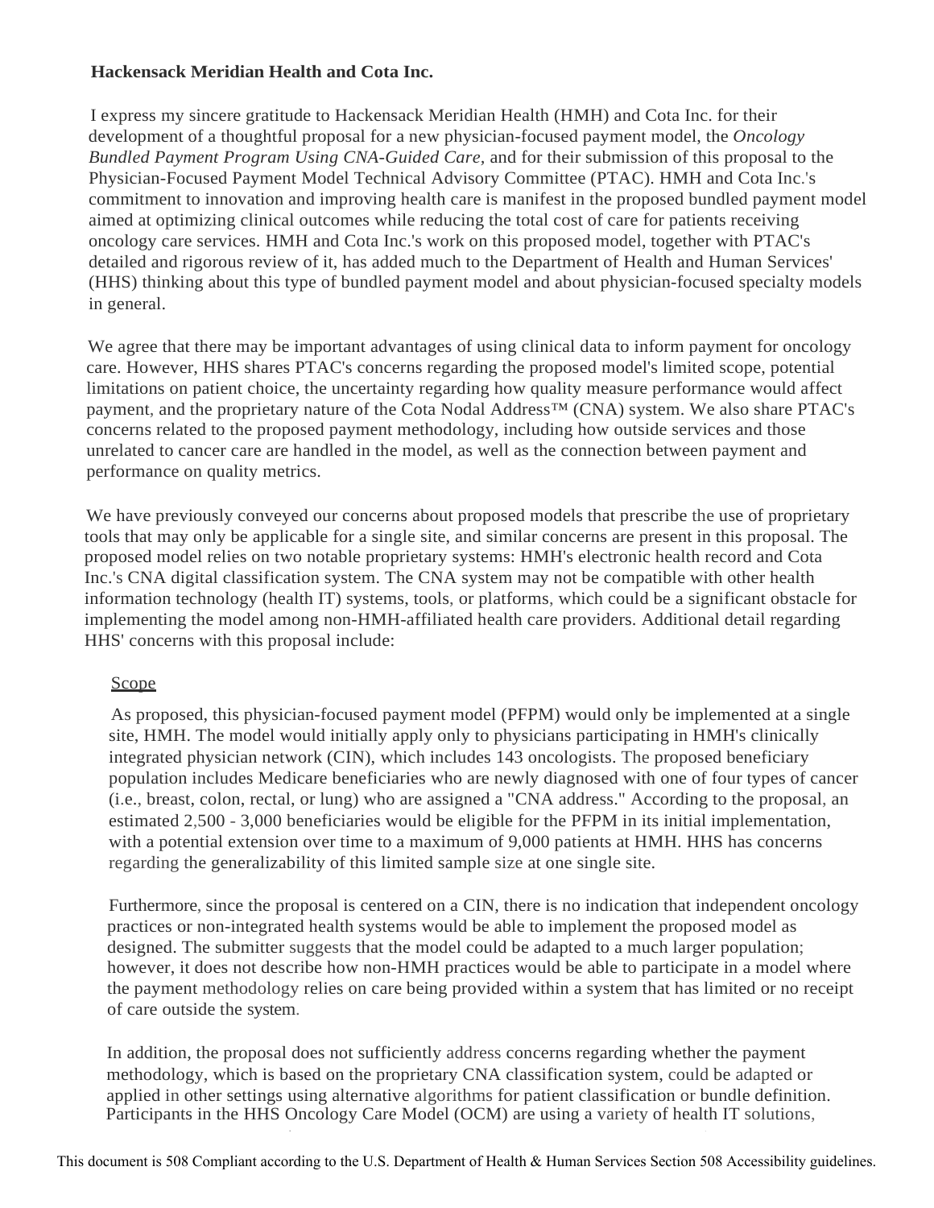**Hackensack Meridian Health and Cota Inc.**

I express my sincere gratitude to Hackensack Meridian Health (HMH) and Cota Inc. for their development of a thoughtful proposal for a new physician-focused payment model, the *Oncology Bundled Payment Program Using CNA-Guided Care,* and for their submission of this proposal to the Physician-Focused Payment Model Technical Advisory Committee (PTAC). HMH and Cota Inc.'s commitment to innovation and improving health care is manifest in the proposed bundled payment model aimed at optimizing clinical outcomes while reducing the total cost of care for patients receiving oncology care services. HMH and Cota Inc.'s work on this proposed model, together with PTAC's detailed and rigorous review of it, has added much to the Department of Health and Human Services' (HHS) thinking about this type of bundled payment model and about physician-focused specialty models in general.

We agree that there may be important advantages of using clinical data to inform payment for oncology care. However, HHS shares PTAC's concerns regarding the proposed model's limited scope, potential limitations on patient choice, the uncertainty regarding how quality measure performance would affect payment, and the proprietary nature of the Cota Nodal Address™ (CNA) system. We also share PTAC's concerns related to the proposed payment methodology, including how outside services and those unrelated to cancer care are handled in the model, as well as the connection between payment and performance on quality metrics.

We have previously conveyed our concerns about proposed models that prescribe the use of proprietary tools that may only be applicable for a single site, and similar concerns are present in this proposal. The proposed model relies on two notable proprietary systems: HMH's electronic health record and Cota Inc.'s CNA digital classification system. The CNA system may not be compatible with other health information technology (health IT) systems, tools, or platforms, which could be a significant obstacle for implementing the model among non-HMH-affiliated health care providers. Additional detail regarding HHS' concerns with this proposal include:

Scope

As proposed, this physician-focused payment model (PFPM) would only be implemented at a single site, HMH. The model would initially apply only to physicians participating in HMH's clinically integrated physician network (CIN), which includes 143 oncologists. The proposed beneficiary population includes Medicare beneficiaries who are newly diagnosed with one of four types of cancer (i.e., breast, colon, rectal, or lung) who are assigned a "CNA address." According to the proposal, an estimated 2,500 - 3,000 beneficiaries would be eligible for the PFPM in its initial implementation, with a potential extension over time to a maximum of 9,000 patients at HMH. HHS has concerns regarding the generalizability of this limited sample size at one single site.

Furthermore, since the proposal is centered on a CIN, there is no indication that independent oncology practices or non-integrated health systems would be able to implement the proposed model as designed. The submitter suggests that the model could be adapted to a much larger population; however, it does not describe how non-HMH practices would be able to participate in a model where the payment methodology relies on care being provided within a system that has limited or no receipt of care outside the system.

In addition, the proposal does not sufficiently address concerns regarding whether the payment methodology, which is based on the proprietary CNA classification system, could be adapted or applied in other settings using alternative algorithms for patient classification or bundle definition. Participants in the HHS Oncology Care Model (OCM) are using a variety of health IT solutions,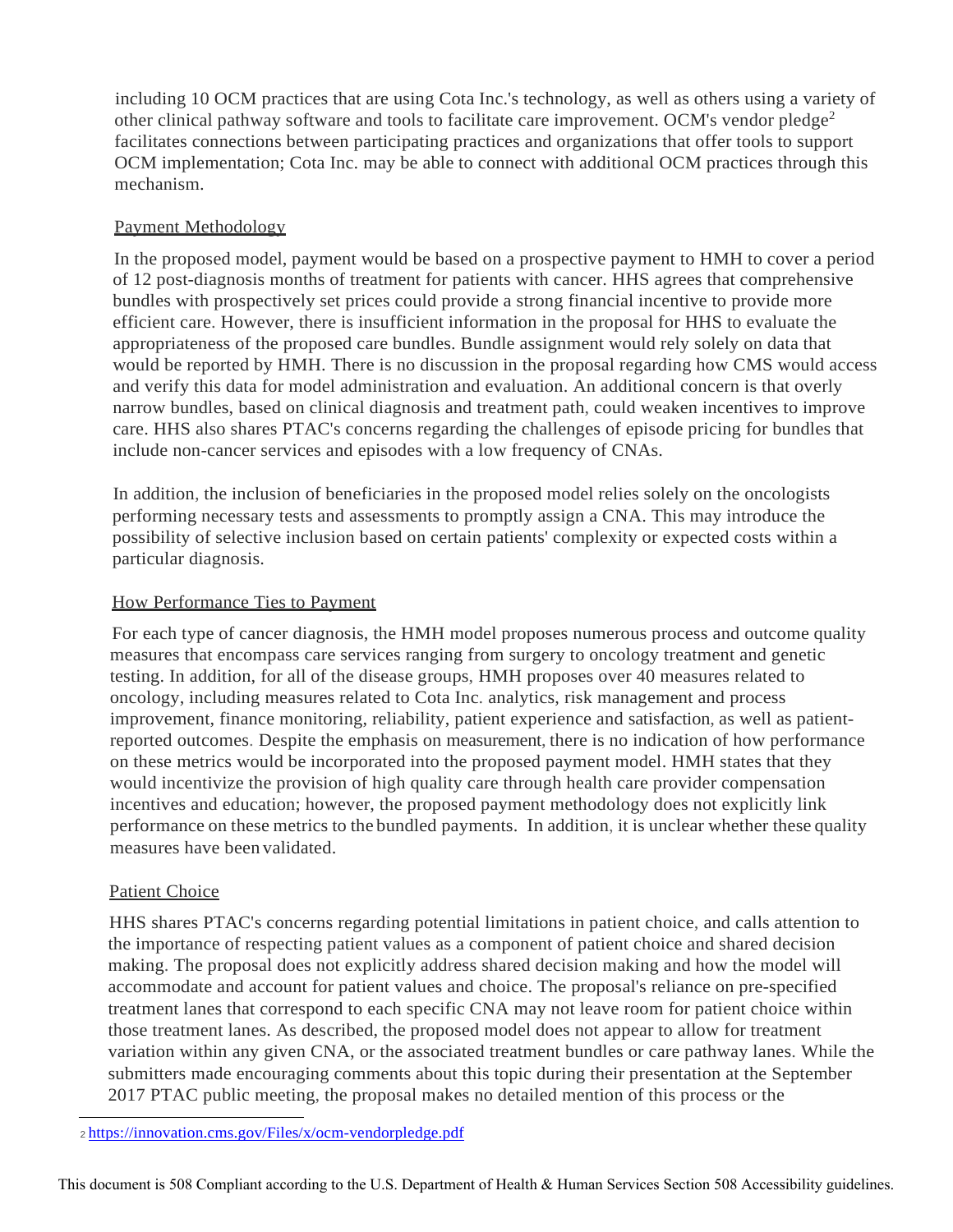including 10 OCM practices that are using Cota Inc.'s technology, as well as others using a variety of other clinical pathway software and tools to facilitate care improvement. OCM's vendor pledge[2] facilitates connections between participating practices and organizations that offer tools to support OCM implementation; Cota Inc. may be able to connect with additional OCM practices through this mechanism.

Payment Methodology

In the proposed model, payment would be based on a prospective payment to HMH to cover a period of 12 post-diagnosis months of treatment for patients with cancer. HHS agrees that comprehensive bundles with prospectively set prices could provide a strong financial incentive to provide more efficient care. However, there is insufficient information in the proposal for HHS to evaluate the appropriateness of the proposed care bundles. Bundle assignment would rely solely on data that would be reported by HMH. There is no discussion in the proposal regarding how CMS would access and verify this data for model administration and evaluation. An additional concern is that overly narrow bundles, based on clinical diagnosis and treatment path, could weaken incentives to improve care. HHS also shares PTAC's concerns regarding the challenges of episode pricing for bundles that include non-cancer services and episodes with a low frequency of CNAs.

In addition, the inclusion of beneficiaries in the proposed model relies solely on the oncologists performing necessary tests and assessments to promptly assign a CNA. This may introduce the possibility of selective inclusion based on certain patients' complexity or expected costs within a particular diagnosis.

How Performance Ties to Payment

For each type of cancer diagnosis, the HMH model proposes numerous process and outcome quality measures that encompass care services ranging from surgery to oncology treatment and genetic testing. In addition, for all of the disease groups, HMH proposes over 40 measures related to oncology, including measures related to Cota Inc. analytics, risk management and process improvement, finance monitoring, reliability, patient experience and satisfaction, as well as patient-reported outcomes. Despite the emphasis on measurement, there is no indication of how performance on these metrics would be incorporated into the proposed payment model. HMH states that they would incentivize the provision of high quality care through health care provider compensation incentives and education; however, the proposed payment methodology does not explicitly link performance on these metrics to the bundled payments. In addition, it is unclear whether these quality measures have been validated.

Patient Choice

HHS shares PTAC's concerns regarding potential limitations in patient choice, and calls attention to the importance of respecting patient values as a component of patient choice and shared decision making. The proposal does not explicitly address shared decision making and how the model will accommodate and account for patient values and choice. The proposal's reliance on pre-specified treatment lanes that correspond to each specific CNA may not leave room for patient choice within those treatment lanes. As described, the proposed model does not appear to allow for treatment variation within any given CNA, or the associated treatment bundles or care pathway lanes. While the submitters made encouraging comments about this topic during their presentation at the September 2017 PTAC public meeting, the proposal makes no detailed mention of this process or the

[2] https://innovation.cms.gov/Files/x/ocm-vendorpledge.pdf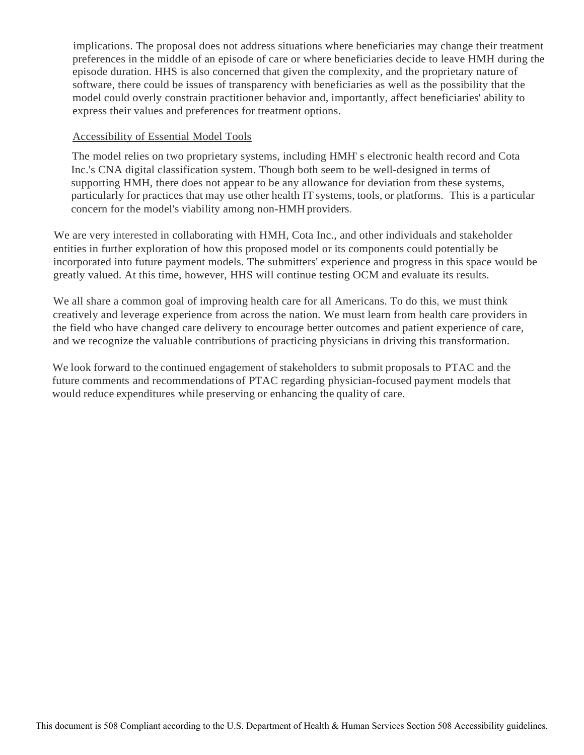implications. The proposal does not address situations where beneficiaries may change their treatment preferences in the middle of an episode of care or where beneficiaries decide to leave HMH during the episode duration. HHS is also concerned that given the complexity, and the proprietary nature of software, there could be issues of transparency with beneficiaries as well as the possibility that the model could overly constrain practitioner behavior and, importantly, affect beneficiaries' ability to express their values and preferences for treatment options.

Accessibility of Essential Model Tools

The model relies on two proprietary systems, including HMH's electronic health record and Cota Inc.'s CNA digital classification system. Though both seem to be well-designed in terms of supporting HMH, there does not appear to be any allowance for deviation from these systems, particularly for practices that may use other health IT systems, tools, or platforms. This is a particular concern for the model's viability among non-HMH providers.

We are very interested in collaborating with HMH, Cota Inc., and other individuals and stakeholder entities in further exploration of how this proposed model or its components could potentially be incorporated into future payment models. The submitters' experience and progress in this space would be greatly valued. At this time, however, HHS will continue testing OCM and evaluate its results.

We all share a common goal of improving health care for all Americans. To do this, we must think creatively and leverage experience from across the nation. We must learn from health care providers in the field who have changed care delivery to encourage better outcomes and patient experience of care, and we recognize the valuable contributions of practicing physicians in driving this transformation.

We look forward to the continued engagement of stakeholders to submit proposals to PTAC and the future comments and recommendations of PTAC regarding physician-focused payment models that would reduce expenditures while preserving or enhancing the quality of care.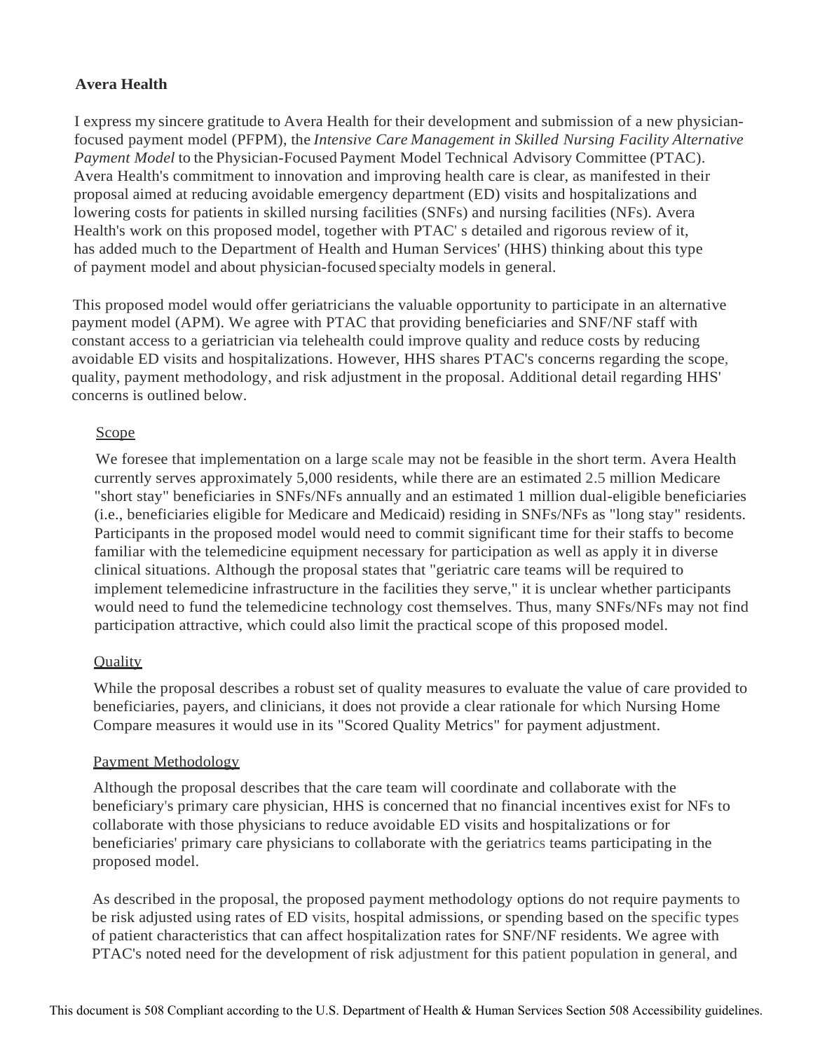**Avera Health**

I express my sincere gratitude to Avera Health for their development and submission of a new physician-focused payment model (PFPM), the *Intensive Care Management in Skilled Nursing Facility Alternative Payment Model* to the Physician-Focused Payment Model Technical Advisory Committee (PTAC). Avera Health's commitment to innovation and improving health care is clear, as manifested in their proposal aimed at reducing avoidable emergency department (ED) visits and hospitalizations and lowering costs for patients in skilled nursing facilities (SNFs) and nursing facilities (NFs). Avera Health's work on this proposed model, together with PTAC's detailed and rigorous review of it, has added much to the Department of Health and Human Services' (HHS) thinking about this type of payment model and about physician-focused specialty models in general.

This proposed model would offer geriatricians the valuable opportunity to participate in an alternative payment model (APM). We agree with PTAC that providing beneficiaries and SNF/NF staff with constant access to a geriatrician via telehealth could improve quality and reduce costs by reducing avoidable ED visits and hospitalizations. However, HHS shares PTAC's concerns regarding the scope, quality, payment methodology, and risk adjustment in the proposal. Additional detail regarding HHS' concerns is outlined below.

Scope

We foresee that implementation on a large scale may not be feasible in the short term. Avera Health currently serves approximately 5,000 residents, while there are an estimated 2.5 million Medicare "short stay" beneficiaries in SNFs/NFs annually and an estimated 1 million dual-eligible beneficiaries (i.e., beneficiaries eligible for Medicare and Medicaid) residing in SNFs/NFs as "long stay" residents. Participants in the proposed model would need to commit significant time for their staffs to become familiar with the telemedicine equipment necessary for participation as well as apply it in diverse clinical situations. Although the proposal states that "geriatric care teams will be required to implement telemedicine infrastructure in the facilities they serve," it is unclear whether participants would need to fund the telemedicine technology cost themselves. Thus, many SNFs/NFs may not find participation attractive, which could also limit the practical scope of this proposed model.

Quality

While the proposal describes a robust set of quality measures to evaluate the value of care provided to beneficiaries, payers, and clinicians, it does not provide a clear rationale for which Nursing Home Compare measures it would use in its "Scored Quality Metrics" for payment adjustment.

Payment Methodology

Although the proposal describes that the care team will coordinate and collaborate with the beneficiary's primary care physician, HHS is concerned that no financial incentives exist for NFs to collaborate with those physicians to reduce avoidable ED visits and hospitalizations or for beneficiaries' primary care physicians to collaborate with the geriatrics teams participating in the proposed model.

As described in the proposal, the proposed payment methodology options do not require payments to be risk adjusted using rates of ED visits, hospital admissions, or spending based on the specific types of patient characteristics that can affect hospitalization rates for SNF/NF residents. We agree with PTAC's noted need for the development of risk adjustment for this patient population in general, and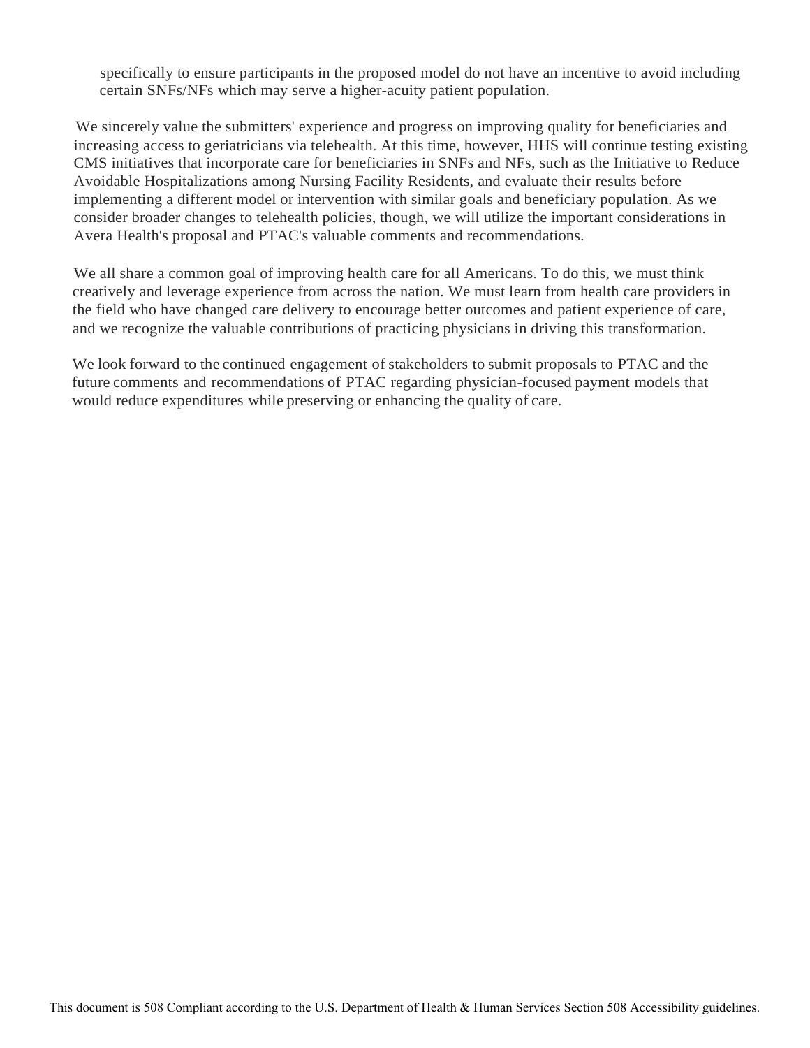specifically to ensure participants in the proposed model do not have an incentive to avoid including certain SNFs/NFs which may serve a higher-acuity patient population.

We sincerely value the submitters' experience and progress on improving quality for beneficiaries and increasing access to geriatricians via telehealth. At this time, however, HHS will continue testing existing CMS initiatives that incorporate care for beneficiaries in SNFs and NFs, such as the Initiative to Reduce Avoidable Hospitalizations among Nursing Facility Residents, and evaluate their results before implementing a different model or intervention with similar goals and beneficiary population. As we consider broader changes to telehealth policies, though, we will utilize the important considerations in Avera Health's proposal and PTAC's valuable comments and recommendations.

We all share a common goal of improving health care for all Americans. To do this, we must think creatively and leverage experience from across the nation. We must learn from health care providers in the field who have changed care delivery to encourage better outcomes and patient experience of care, and we recognize the valuable contributions of practicing physicians in driving this transformation.

We look forward to the continued engagement of stakeholders to submit proposals to PTAC and the future comments and recommendations of PTAC regarding physician-focused payment models that would reduce expenditures while preserving or enhancing the quality of care.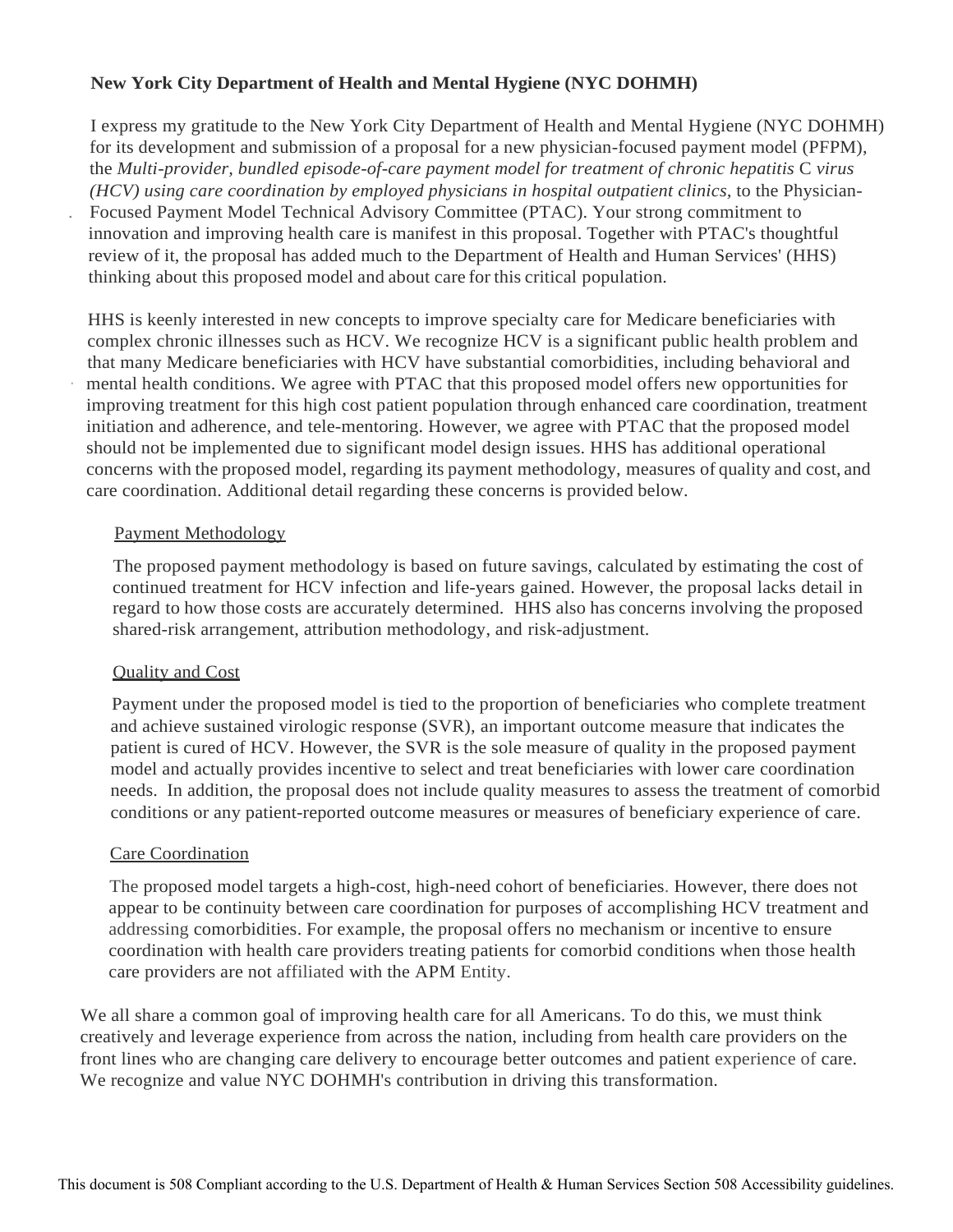**New York City Department of Health and Mental Hygiene (NYC DOHMH)**

I express my gratitude to the New York City Department of Health and Mental Hygiene (NYC DOHMH) for its development and submission of a proposal for a new physician-focused payment model (PFPM), the *Multi-provider, bundled episode-of-care payment model for treatment of chronic hepatitis* C *virus (HCV) using care coordination by employed physicians in hospital outpatient clinics*, to the Physician-Focused Payment Model Technical Advisory Committee (PTAC). Your strong commitment to innovation and improving health care is manifest in this proposal. Together with PTAC's thoughtful review of it, the proposal has added much to the Department of Health and Human Services' (HHS) thinking about this proposed model and about care for this critical population.

HHS is keenly interested in new concepts to improve specialty care for Medicare beneficiaries with complex chronic illnesses such as HCV. We recognize HCV is a significant public health problem and that many Medicare beneficiaries with HCV have substantial comorbidities, including behavioral and mental health conditions. We agree with PTAC that this proposed model offers new opportunities for improving treatment for this high cost patient population through enhanced care coordination, treatment initiation and adherence, and tele-mentoring. However, we agree with PTAC that the proposed model should not be implemented due to significant model design issues. HHS has additional operational concerns with the proposed model, regarding its payment methodology, measures of quality and cost, and care coordination. Additional detail regarding these concerns is provided below.

Payment Methodology

The proposed payment methodology is based on future savings, calculated by estimating the cost of continued treatment for HCV infection and life-years gained. However, the proposal lacks detail in regard to how those costs are accurately determined. HHS also has concerns involving the proposed shared-risk arrangement, attribution methodology, and risk-adjustment.

Quality and Cost

Payment under the proposed model is tied to the proportion of beneficiaries who complete treatment and achieve sustained virologic response (SVR), an important outcome measure that indicates the patient is cured of HCV. However, the SVR is the sole measure of quality in the proposed payment model and actually provides incentive to select and treat beneficiaries with lower care coordination needs. In addition, the proposal does not include quality measures to assess the treatment of comorbid conditions or any patient-reported outcome measures or measures of beneficiary experience of care.

Care Coordination

The proposed model targets a high-cost, high-need cohort of beneficiaries. However, there does not appear to be continuity between care coordination for purposes of accomplishing HCV treatment and addressing comorbidities. For example, the proposal offers no mechanism or incentive to ensure coordination with health care providers treating patients for comorbid conditions when those health care providers are not affiliated with the APM Entity.

We all share a common goal of improving health care for all Americans. To do this, we must think creatively and leverage experience from across the nation, including from health care providers on the front lines who are changing care delivery to encourage better outcomes and patient experience of care. We recognize and value NYC DOHMH's contribution in driving this transformation.

This document is 508 Compliant according to the U.S. Department of Health & Human Services Section 508 Accessibility guidelines.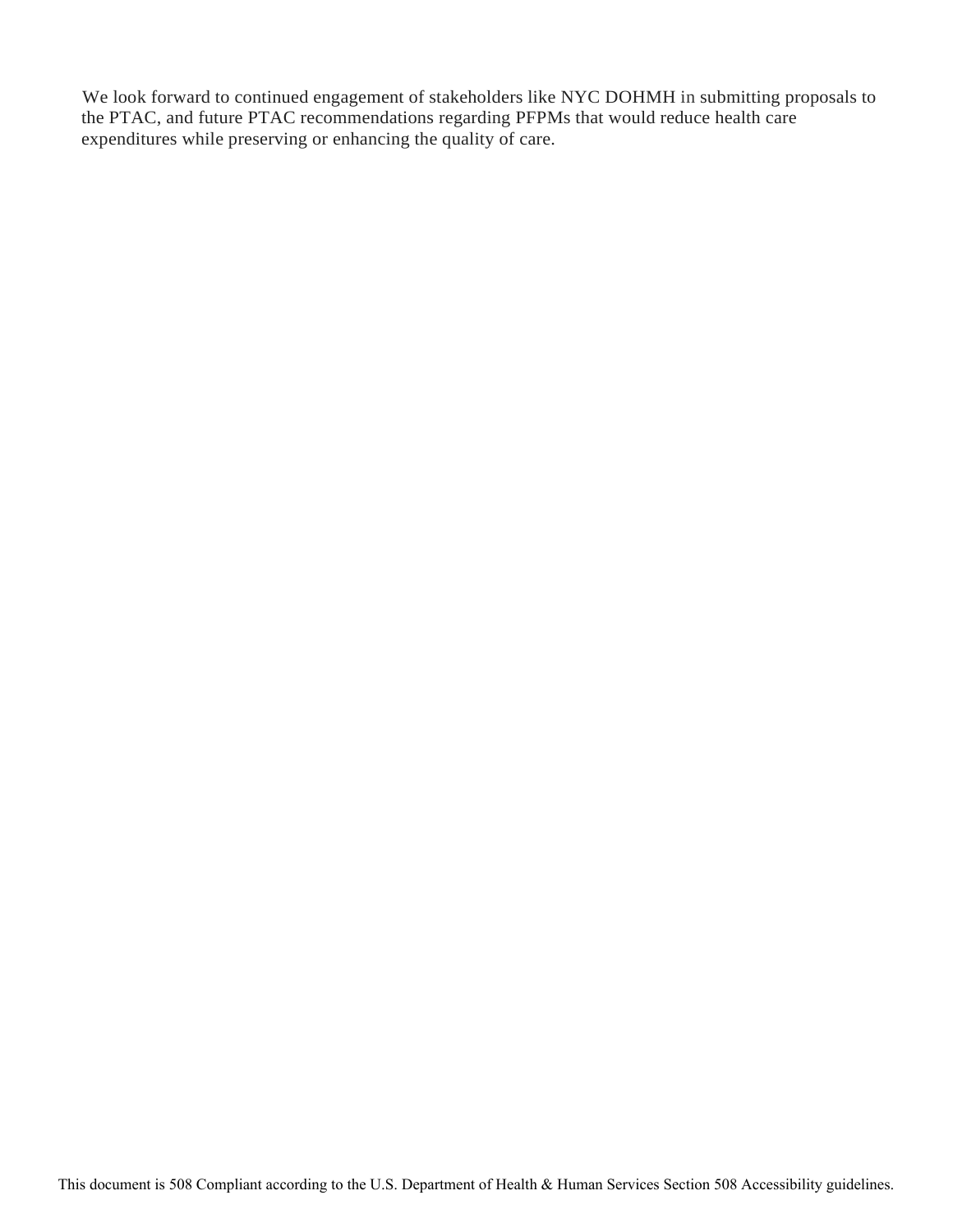We look forward to continued engagement of stakeholders like NYC DOHMH in submitting proposals to the PTAC, and future PTAC recommendations regarding PFPMs that would reduce health care expenditures while preserving or enhancing the quality of care.

This document is 508 Compliant according to the U.S. Department of Health & Human Services Section 508 Accessibility guidelines.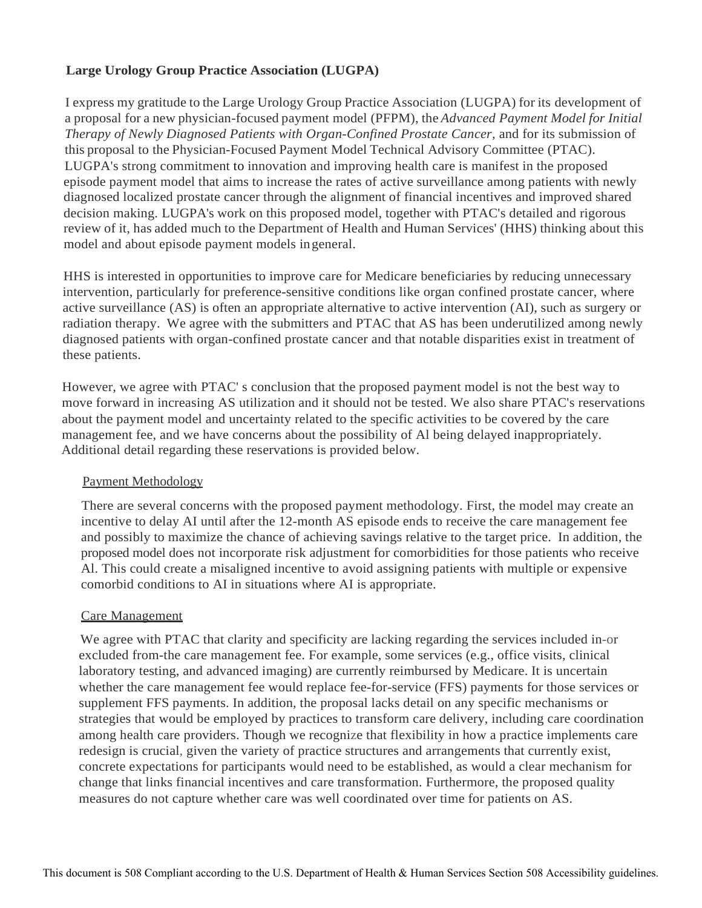**Large Urology Group Practice Association (LUGPA)**

I express my gratitude to the Large Urology Group Practice Association (LUGPA) for its development of a proposal for a new physician-focused payment model (PFPM), the *Advanced Payment Model for Initial Therapy of Newly Diagnosed Patients with Organ-Confined Prostate Cancer,* and for its submission of this proposal to the Physician-Focused Payment Model Technical Advisory Committee (PTAC). LUGPA's strong commitment to innovation and improving health care is manifest in the proposed episode payment model that aims to increase the rates of active surveillance among patients with newly diagnosed localized prostate cancer through the alignment of financial incentives and improved shared decision making. LUGPA's work on this proposed model, together with PTAC's detailed and rigorous review of it, has added much to the Department of Health and Human Services' (HHS) thinking about this model and about episode payment models in general.

HHS is interested in opportunities to improve care for Medicare beneficiaries by reducing unnecessary intervention, particularly for preference-sensitive conditions like organ confined prostate cancer, where active surveillance (AS) is often an appropriate alternative to active intervention (AI), such as surgery or radiation therapy. We agree with the submitters and PTAC that AS has been underutilized among newly diagnosed patients with organ-confined prostate cancer and that notable disparities exist in treatment of these patients.

However, we agree with PTAC' s conclusion that the proposed payment model is not the best way to move forward in increasing AS utilization and it should not be tested. We also share PTAC's reservations about the payment model and uncertainty related to the specific activities to be covered by the care management fee, and we have concerns about the possibility of Al being delayed inappropriately. Additional detail regarding these reservations is provided below.

<u>Payment Methodology</u>

There are several concerns with the proposed payment methodology. First, the model may create an incentive to delay AI until after the 12-month AS episode ends to receive the care management fee and possibly to maximize the chance of achieving savings relative to the target price. In addition, the proposed model does not incorporate risk adjustment for comorbidities for those patients who receive Al. This could create a misaligned incentive to avoid assigning patients with multiple or expensive comorbid conditions to AI in situations where AI is appropriate.

<u>Care Management</u>

We agree with PTAC that clarity and specificity are lacking regarding the services included in-or excluded from-the care management fee. For example, some services (e.g., office visits, clinical laboratory testing, and advanced imaging) are currently reimbursed by Medicare. It is uncertain whether the care management fee would replace fee-for-service (FFS) payments for those services or supplement FFS payments. In addition, the proposal lacks detail on any specific mechanisms or strategies that would be employed by practices to transform care delivery, including care coordination among health care providers. Though we recognize that flexibility in how a practice implements care redesign is crucial, given the variety of practice structures and arrangements that currently exist, concrete expectations for participants would need to be established, as would a clear mechanism for change that links financial incentives and care transformation. Furthermore, the proposed quality measures do not capture whether care was well coordinated over time for patients on AS.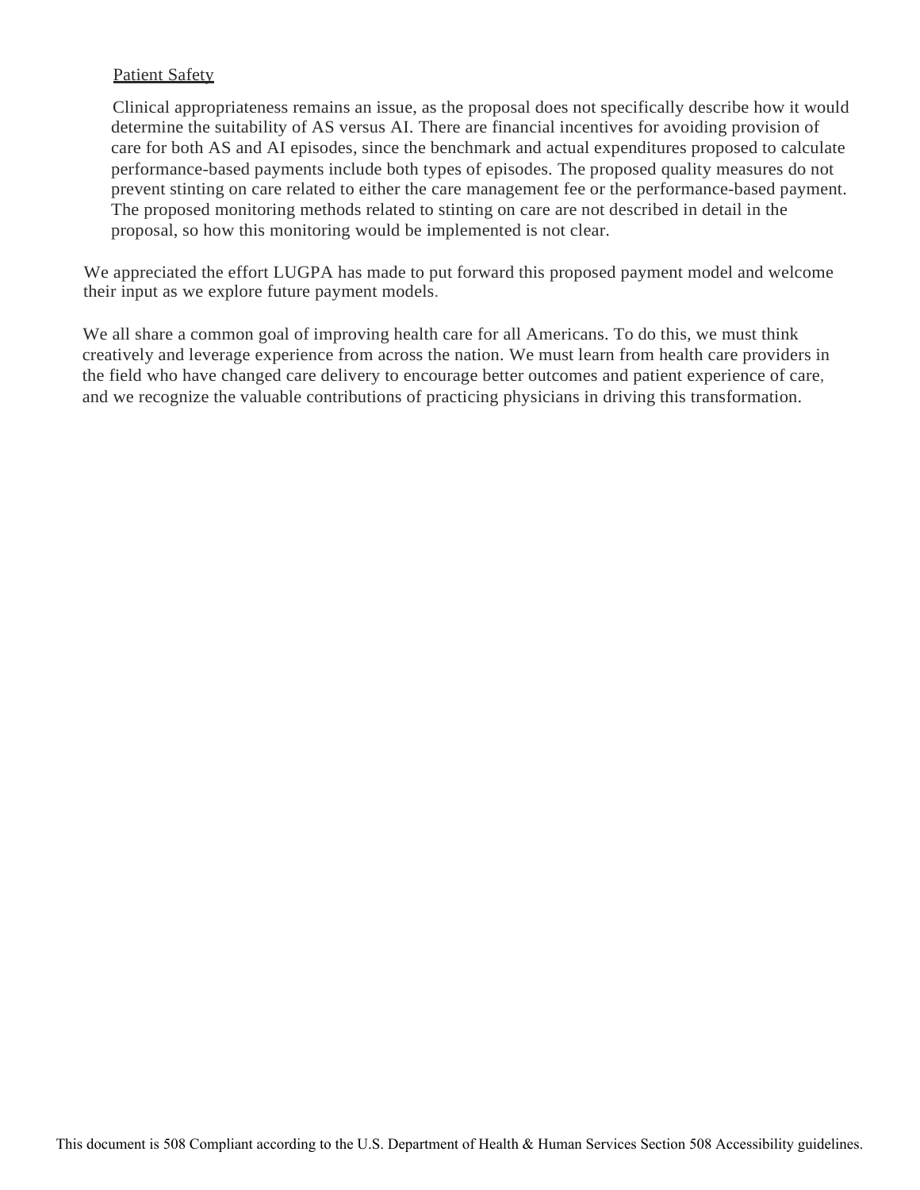Patient Safety

Clinical appropriateness remains an issue, as the proposal does not specifically describe how it would determine the suitability of AS versus AI. There are financial incentives for avoiding provision of care for both AS and AI episodes, since the benchmark and actual expenditures proposed to calculate performance-based payments include both types of episodes. The proposed quality measures do not prevent stinting on care related to either the care management fee or the performance-based payment. The proposed monitoring methods related to stinting on care are not described in detail in the proposal, so how this monitoring would be implemented is not clear.

We appreciated the effort LUGPA has made to put forward this proposed payment model and welcome their input as we explore future payment models.

We all share a common goal of improving health care for all Americans. To do this, we must think creatively and leverage experience from across the nation. We must learn from health care providers in the field who have changed care delivery to encourage better outcomes and patient experience of care, and we recognize the valuable contributions of practicing physicians in driving this transformation.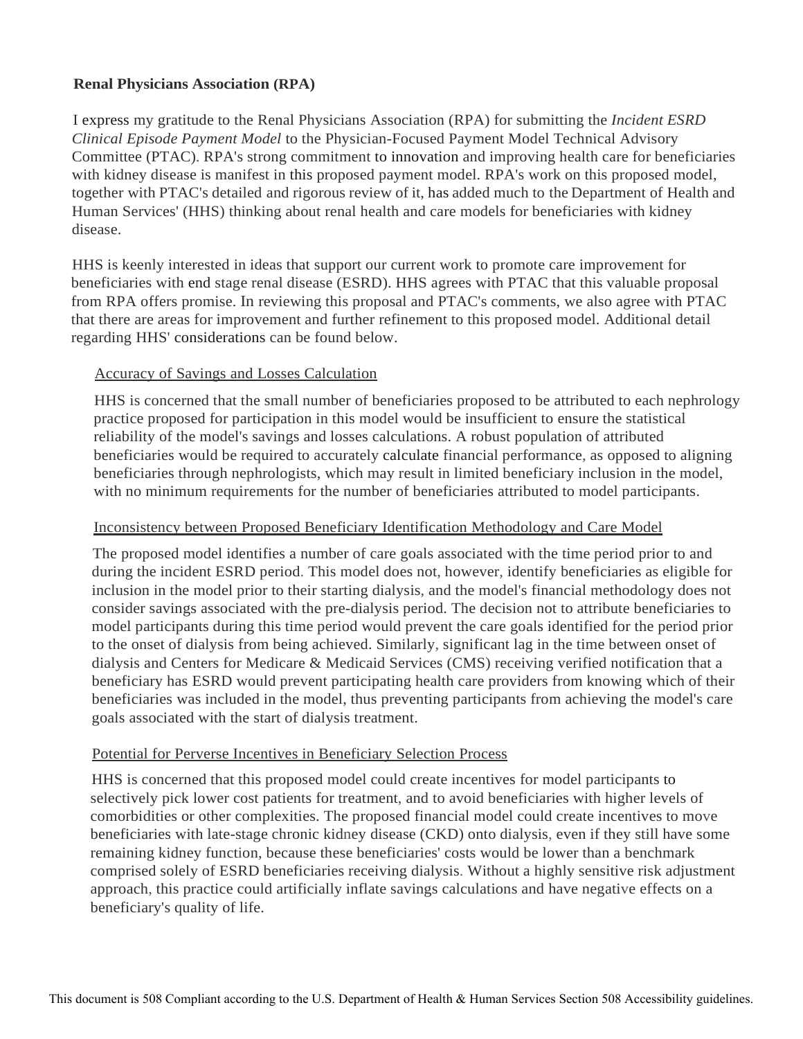**Renal Physicians Association (RPA)**

I express my gratitude to the Renal Physicians Association (RPA) for submitting the *Incident ESRD Clinical Episode Payment Model* to the Physician-Focused Payment Model Technical Advisory Committee (PTAC). RPA's strong commitment to innovation and improving health care for beneficiaries with kidney disease is manifest in this proposed payment model. RPA's work on this proposed model, together with PTAC's detailed and rigorous review of it, has added much to the Department of Health and Human Services' (HHS) thinking about renal health and care models for beneficiaries with kidney disease.

HHS is keenly interested in ideas that support our current work to promote care improvement for beneficiaries with end stage renal disease (ESRD). HHS agrees with PTAC that this valuable proposal from RPA offers promise. In reviewing this proposal and PTAC's comments, we also agree with PTAC that there are areas for improvement and further refinement to this proposed model. Additional detail regarding HHS' considerations can be found below.

<u>Accuracy of Savings and Losses Calculation</u>

HHS is concerned that the small number of beneficiaries proposed to be attributed to each nephrology practice proposed for participation in this model would be insufficient to ensure the statistical reliability of the model's savings and losses calculations. A robust population of attributed beneficiaries would be required to accurately calculate financial performance, as opposed to aligning beneficiaries through nephrologists, which may result in limited beneficiary inclusion in the model, with no minimum requirements for the number of beneficiaries attributed to model participants.

<u>Inconsistency between Proposed Beneficiary Identification Methodology and Care Model</u>

The proposed model identifies a number of care goals associated with the time period prior to and during the incident ESRD period. This model does not, however, identify beneficiaries as eligible for inclusion in the model prior to their starting dialysis, and the model's financial methodology does not consider savings associated with the pre-dialysis period. The decision not to attribute beneficiaries to model participants during this time period would prevent the care goals identified for the period prior to the onset of dialysis from being achieved. Similarly, significant lag in the time between onset of dialysis and Centers for Medicare & Medicaid Services (CMS) receiving verified notification that a beneficiary has ESRD would prevent participating health care providers from knowing which of their beneficiaries was included in the model, thus preventing participants from achieving the model's care goals associated with the start of dialysis treatment.

<u>Potential for Perverse Incentives in Beneficiary Selection Process</u>

HHS is concerned that this proposed model could create incentives for model participants to selectively pick lower cost patients for treatment, and to avoid beneficiaries with higher levels of comorbidities or other complexities. The proposed financial model could create incentives to move beneficiaries with late-stage chronic kidney disease (CKD) onto dialysis, even if they still have some remaining kidney function, because these beneficiaries' costs would be lower than a benchmark comprised solely of ESRD beneficiaries receiving dialysis. Without a highly sensitive risk adjustment approach, this practice could artificially inflate savings calculations and have negative effects on a beneficiary's quality of life.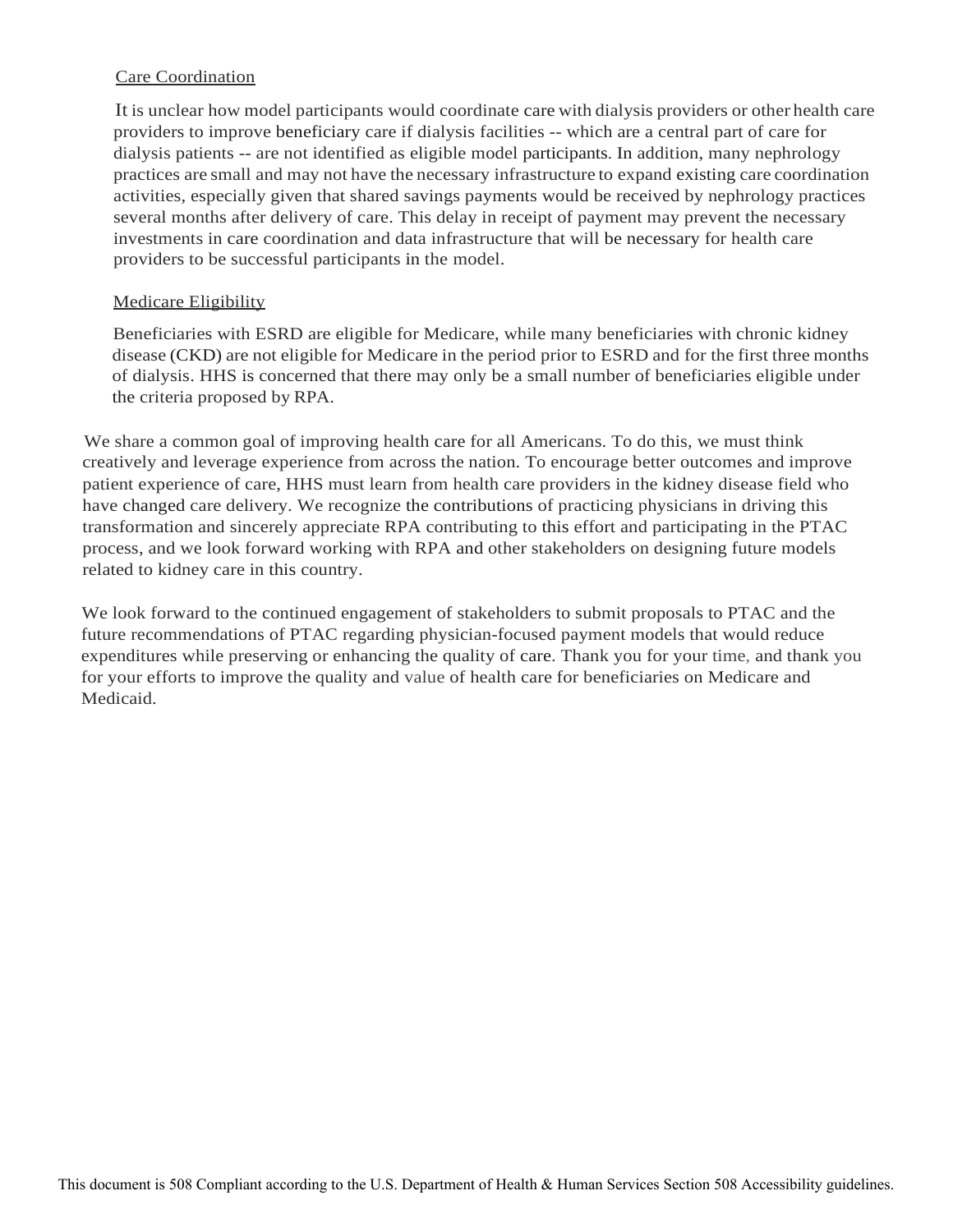Care Coordination

It is unclear how model participants would coordinate care with dialysis providers or other health care providers to improve beneficiary care if dialysis facilities -- which are a central part of care for dialysis patients -- are not identified as eligible model participants. In addition, many nephrology practices are small and may not have the necessary infrastructure to expand existing care coordination activities, especially given that shared savings payments would be received by nephrology practices several months after delivery of care. This delay in receipt of payment may prevent the necessary investments in care coordination and data infrastructure that will be necessary for health care providers to be successful participants in the model.

Medicare Eligibility

Beneficiaries with ESRD are eligible for Medicare, while many beneficiaries with chronic kidney disease (CKD) are not eligible for Medicare in the period prior to ESRD and for the first three months of dialysis. HHS is concerned that there may only be a small number of beneficiaries eligible under the criteria proposed by RPA.

We share a common goal of improving health care for all Americans. To do this, we must think creatively and leverage experience from across the nation. To encourage better outcomes and improve patient experience of care, HHS must learn from health care providers in the kidney disease field who have changed care delivery. We recognize the contributions of practicing physicians in driving this transformation and sincerely appreciate RPA contributing to this effort and participating in the PTAC process, and we look forward working with RPA and other stakeholders on designing future models related to kidney care in this country.

We look forward to the continued engagement of stakeholders to submit proposals to PTAC and the future recommendations of PTAC regarding physician-focused payment models that would reduce expenditures while preserving or enhancing the quality of care. Thank you for your time, and thank you for your efforts to improve the quality and value of health care for beneficiaries on Medicare and Medicaid.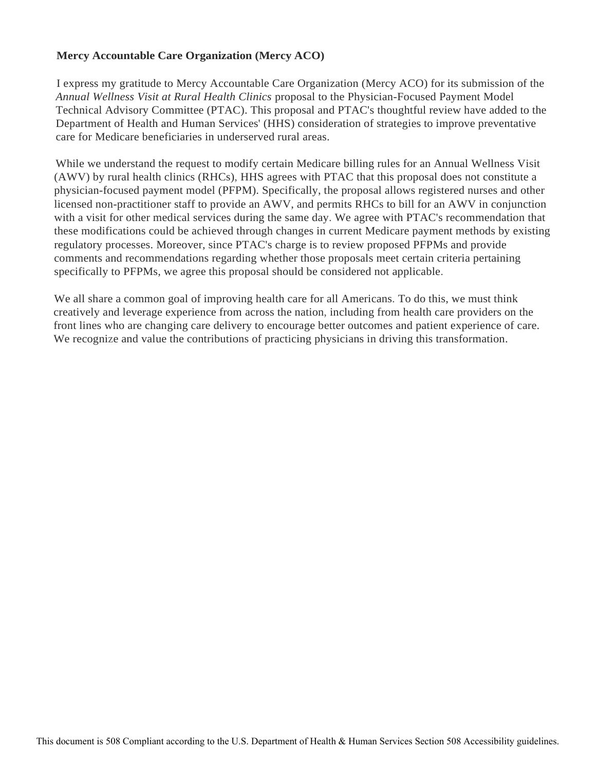**Mercy Accountable Care Organization (Mercy ACO)**

I express my gratitude to Mercy Accountable Care Organization (Mercy ACO) for its submission of the *Annual Wellness Visit at Rural Health Clinics* proposal to the Physician-Focused Payment Model Technical Advisory Committee (PTAC). This proposal and PTAC's thoughtful review have added to the Department of Health and Human Services' (HHS) consideration of strategies to improve preventative care for Medicare beneficiaries in underserved rural areas.

While we understand the request to modify certain Medicare billing rules for an Annual Wellness Visit (AWV) by rural health clinics (RHCs), HHS agrees with PTAC that this proposal does not constitute a physician-focused payment model (PFPM). Specifically, the proposal allows registered nurses and other licensed non-practitioner staff to provide an AWV, and permits RHCs to bill for an AWV in conjunction with a visit for other medical services during the same day. We agree with PTAC's recommendation that these modifications could be achieved through changes in current Medicare payment methods by existing regulatory processes. Moreover, since PTAC's charge is to review proposed PFPMs and provide comments and recommendations regarding whether those proposals meet certain criteria pertaining specifically to PFPMs, we agree this proposal should be considered not applicable.

We all share a common goal of improving health care for all Americans. To do this, we must think creatively and leverage experience from across the nation, including from health care providers on the front lines who are changing care delivery to encourage better outcomes and patient experience of care. We recognize and value the contributions of practicing physicians in driving this transformation.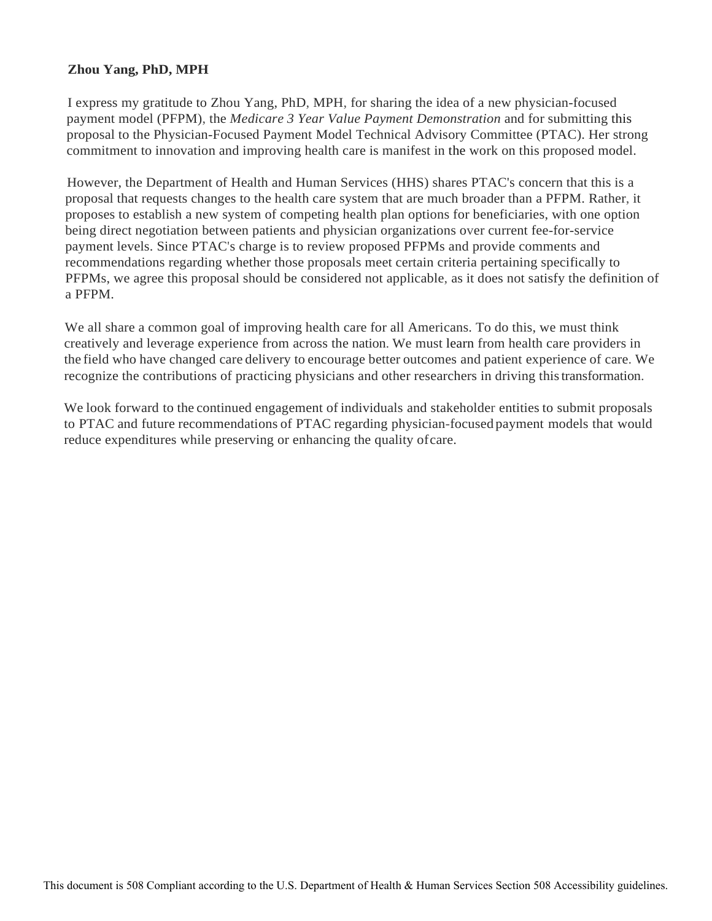**Zhou Yang, PhD, MPH**

I express my gratitude to Zhou Yang, PhD, MPH, for sharing the idea of a new physician-focused payment model (PFPM), the *Medicare 3 Year Value Payment Demonstration* and for submitting this proposal to the Physician-Focused Payment Model Technical Advisory Committee (PTAC). Her strong commitment to innovation and improving health care is manifest in the work on this proposed model.

However, the Department of Health and Human Services (HHS) shares PTAC's concern that this is a proposal that requests changes to the health care system that are much broader than a PFPM. Rather, it proposes to establish a new system of competing health plan options for beneficiaries, with one option being direct negotiation between patients and physician organizations over current fee-for-service payment levels. Since PTAC's charge is to review proposed PFPMs and provide comments and recommendations regarding whether those proposals meet certain criteria pertaining specifically to PFPMs, we agree this proposal should be considered not applicable, as it does not satisfy the definition of a PFPM.

We all share a common goal of improving health care for all Americans. To do this, we must think creatively and leverage experience from across the nation. We must learn from health care providers in the field who have changed care delivery to encourage better outcomes and patient experience of care. We recognize the contributions of practicing physicians and other researchers in driving this transformation.

We look forward to the continued engagement of individuals and stakeholder entities to submit proposals to PTAC and future recommendations of PTAC regarding physician-focused payment models that would reduce expenditures while preserving or enhancing the quality of care.

This document is 508 Compliant according to the U.S. Department of Health & Human Services Section 508 Accessibility guidelines.